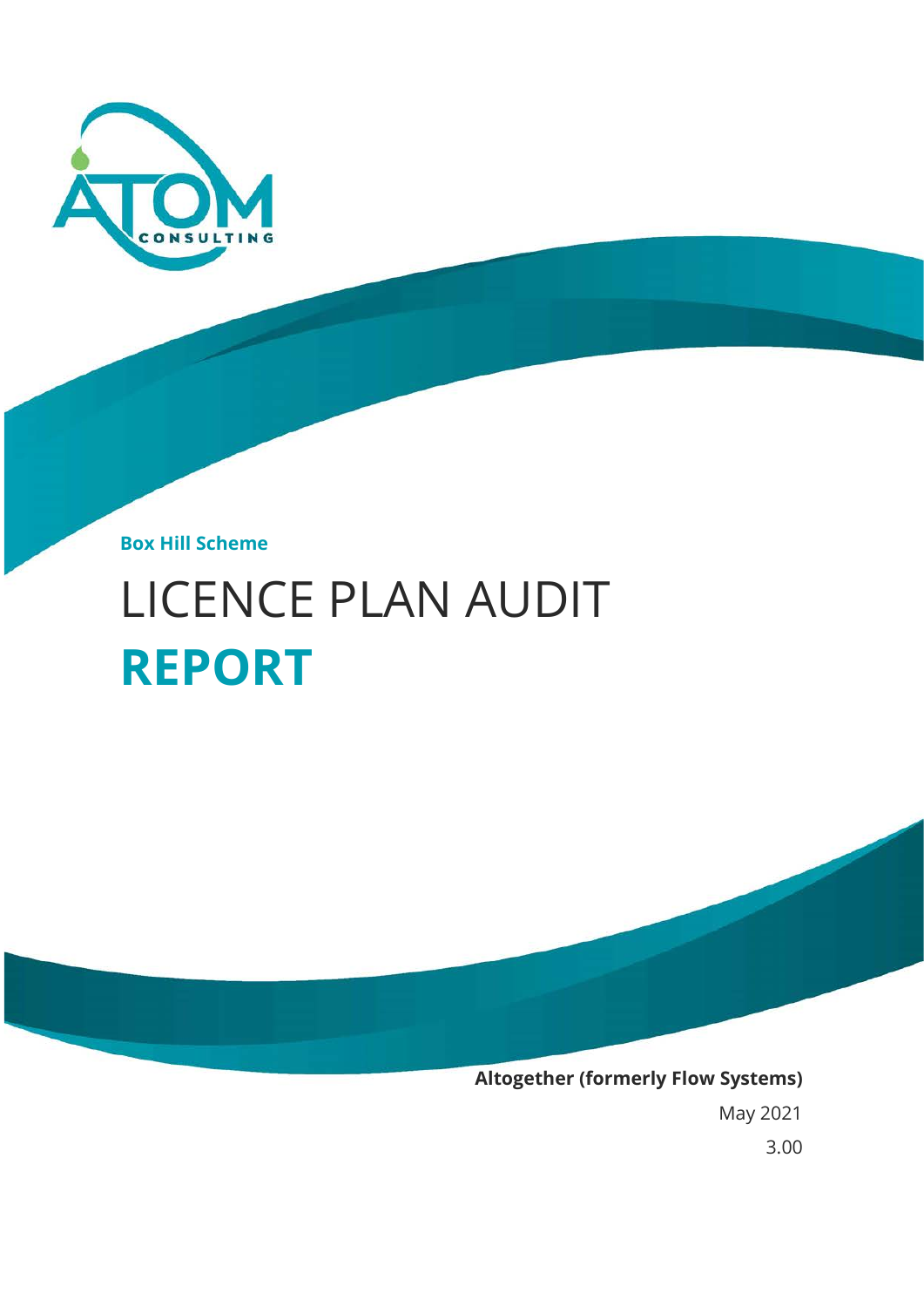Box Hill Scheme

# LICENCE PLAN AUDIT **REPORT**

**Altogether (formerly Flow Systems)**

May 2021

3.00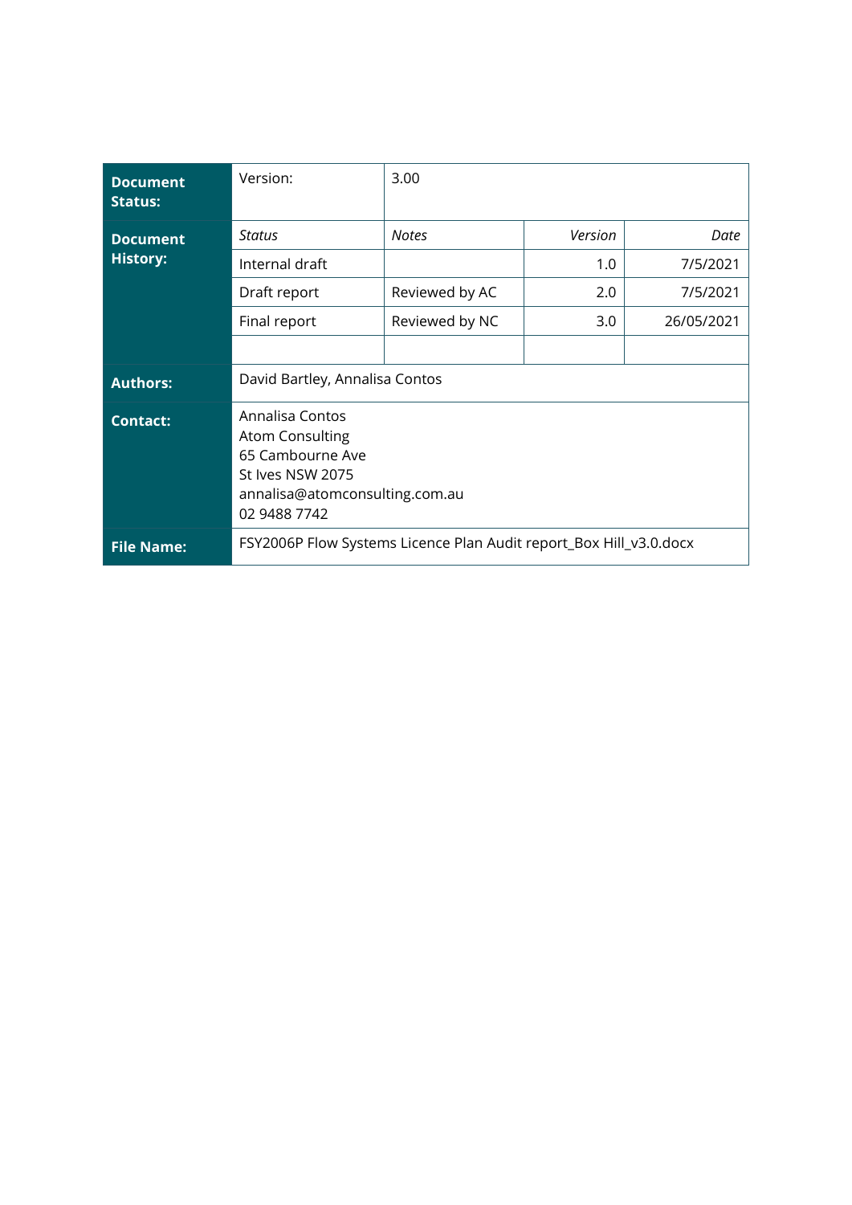| | | | | |
|---|---|---|---|---|
| **Document Status:** | Version: | 3.00 | | |
| **Document History:** | *Status* | *Notes* | *Version* | *Date* |
| | Internal draft | | 1.0 | 7/5/2021 |
| | Draft report | Reviewed by AC | 2.0 | 7/5/2021 |
| | Final report | Reviewed by NC | 3.0 | 26/05/2021 |
| | | | | |
| **Authors:** | David Bartley, Annalisa Contos | | | |
| **Contact:** | Annalisa Contos<br>Atom Consulting<br>65 Cambourne Ave<br>St Ives NSW 2075<br>annalisa@atomconsulting.com.au<br>02 9488 7742 | | | |
| **File Name:** | FSY2006P Flow Systems Licence Plan Audit report_Box Hill_v3.0.docx | | | |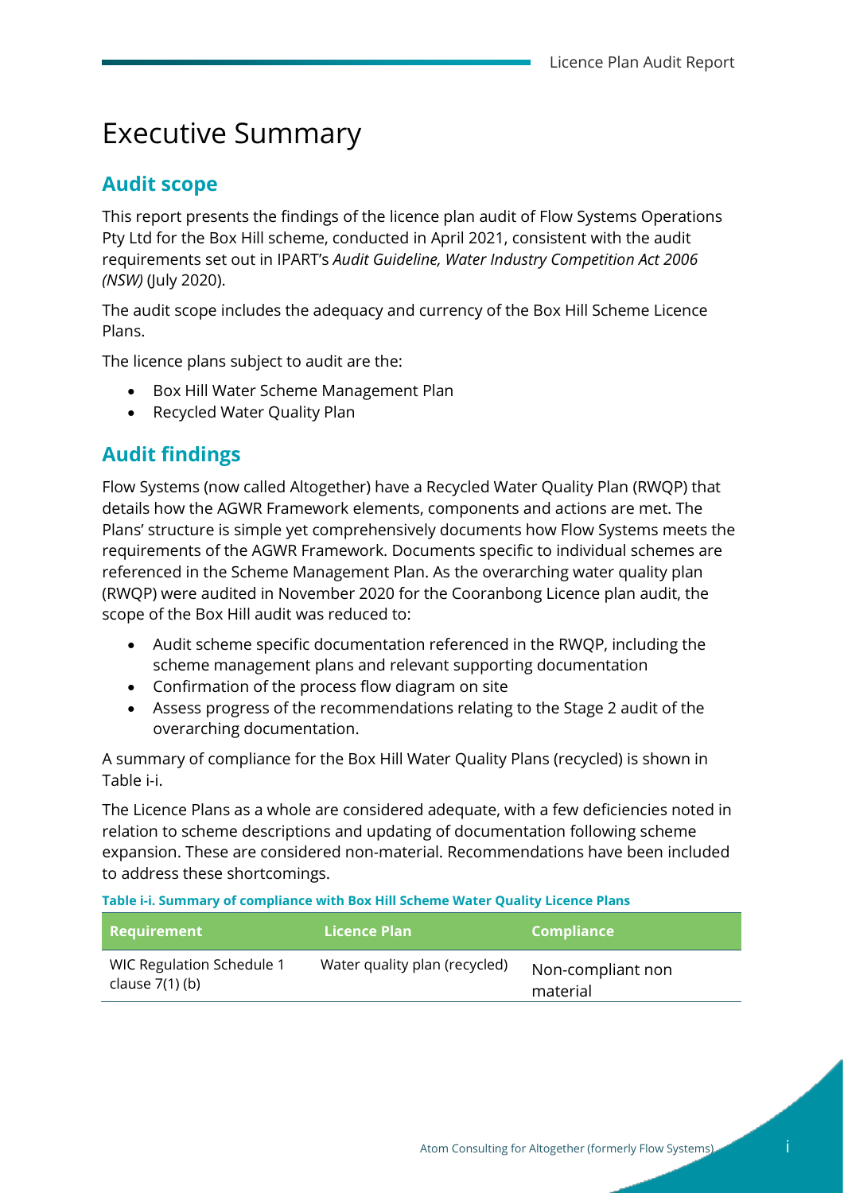# Executive Summary

## Audit scope

This report presents the findings of the licence plan audit of Flow Systems Operations Pty Ltd for the Box Hill scheme, conducted in April 2021, consistent with the audit requirements set out in IPART's *Audit Guideline, Water Industry Competition Act 2006 (NSW)* (July 2020).

The audit scope includes the adequacy and currency of the Box Hill Scheme Licence Plans.

The licence plans subject to audit are the:

- Box Hill Water Scheme Management Plan
- Recycled Water Quality Plan

## Audit findings

Flow Systems (now called Altogether) have a Recycled Water Quality Plan (RWQP) that details how the AGWR Framework elements, components and actions are met. The Plans' structure is simple yet comprehensively documents how Flow Systems meets the requirements of the AGWR Framework. Documents specific to individual schemes are referenced in the Scheme Management Plan. As the overarching water quality plan (RWQP) were audited in November 2020 for the Cooranbong Licence plan audit, the scope of the Box Hill audit was reduced to:

- Audit scheme specific documentation referenced in the RWQP, including the scheme management plans and relevant supporting documentation
- Confirmation of the process flow diagram on site
- Assess progress of the recommendations relating to the Stage 2 audit of the overarching documentation.

A summary of compliance for the Box Hill Water Quality Plans (recycled) is shown in Table i-i.

The Licence Plans as a whole are considered adequate, with a few deficiencies noted in relation to scheme descriptions and updating of documentation following scheme expansion. These are considered non-material. Recommendations have been included to address these shortcomings.

**Table i-i. Summary of compliance with Box Hill Scheme Water Quality Licence Plans**

| Requirement | Licence Plan | Compliance |
|---|---|---|
| WIC Regulation Schedule 1 clause 7(1) (b) | Water quality plan (recycled) | Non-compliant non material |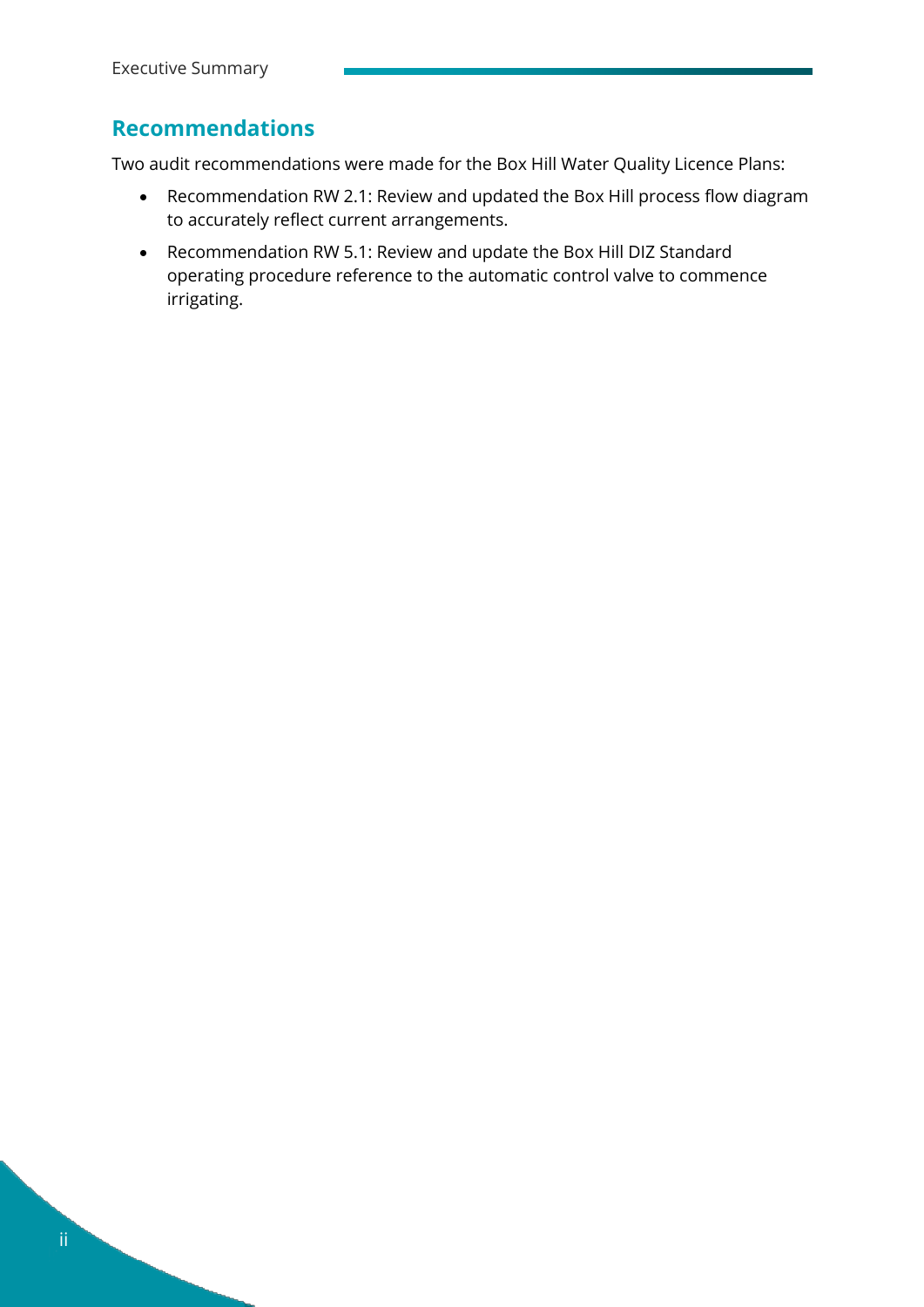## Recommendations

Two audit recommendations were made for the Box Hill Water Quality Licence Plans:

- Recommendation RW 2.1: Review and updated the Box Hill process flow diagram to accurately reflect current arrangements.
- Recommendation RW 5.1: Review and update the Box Hill DIZ Standard operating procedure reference to the automatic control valve to commence irrigating.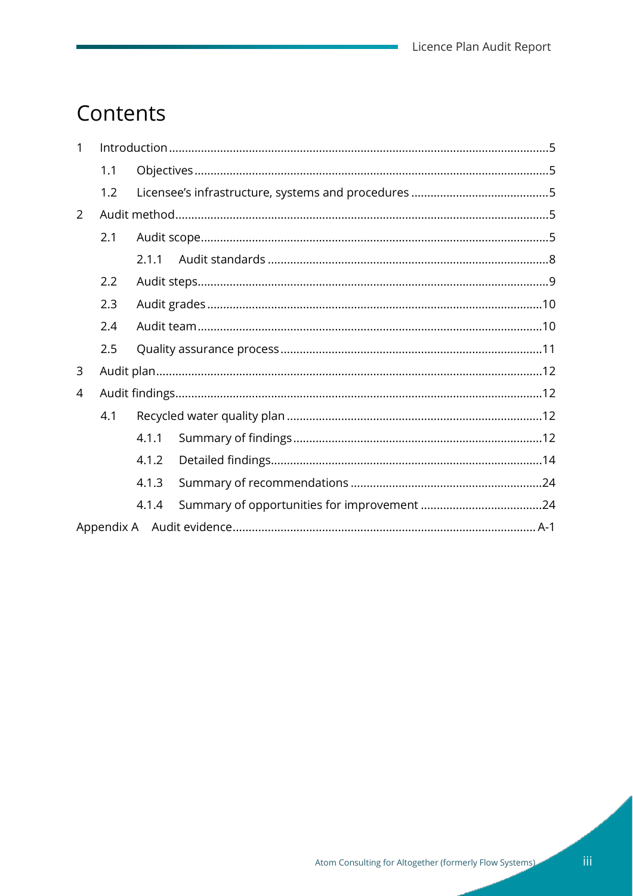# Contents

- 1 Introduction ..... 5
  - 1.1 Objectives ..... 5
  - 1.2 Licensee's infrastructure, systems and procedures ..... 5
- 2 Audit method ..... 5
  - 2.1 Audit scope ..... 5
    - 2.1.1 Audit standards ..... 8
  - 2.2 Audit steps ..... 9
  - 2.3 Audit grades ..... 10
  - 2.4 Audit team ..... 10
  - 2.5 Quality assurance process ..... 11
- 3 Audit plan ..... 12
- 4 Audit findings ..... 12
  - 4.1 Recycled water quality plan ..... 12
    - 4.1.1 Summary of findings ..... 12
    - 4.1.2 Detailed findings ..... 14
    - 4.1.3 Summary of recommendations ..... 24
    - 4.1.4 Summary of opportunities for improvement ..... 24
- Appendix A Audit evidence ..... A-1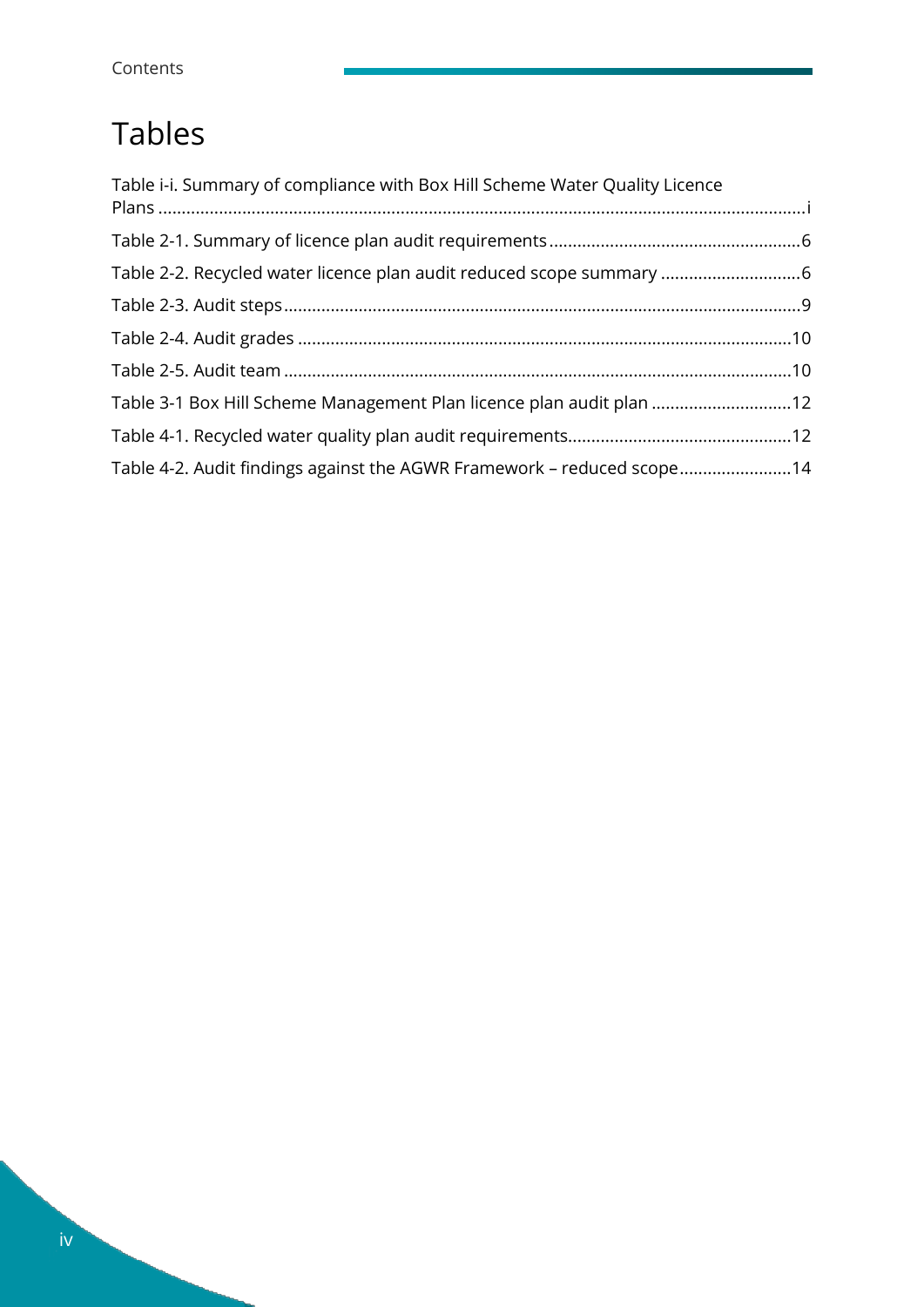# Tables

Table i-i. Summary of compliance with Box Hill Scheme Water Quality Licence Plans ........ i

Table 2-1. Summary of licence plan audit requirements ........ 6

Table 2-2. Recycled water licence plan audit reduced scope summary ........ 6

Table 2-3. Audit steps ........ 9

Table 2-4. Audit grades ........ 10

Table 2-5. Audit team ........ 10

Table 3-1 Box Hill Scheme Management Plan licence plan audit plan ........ 12

Table 4-1. Recycled water quality plan audit requirements ........ 12

Table 4-2. Audit findings against the AGWR Framework – reduced scope ........ 14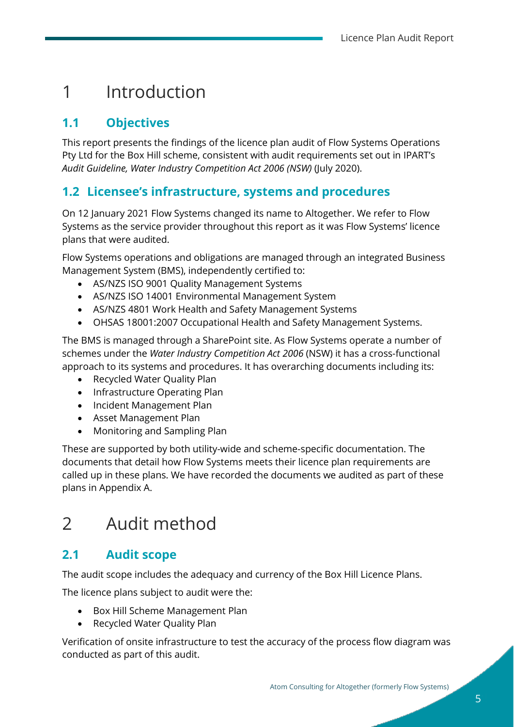# 1 Introduction

## 1.1 Objectives

This report presents the findings of the licence plan audit of Flow Systems Operations Pty Ltd for the Box Hill scheme, consistent with audit requirements set out in IPART's *Audit Guideline, Water Industry Competition Act 2006 (NSW)* (July 2020).

## 1.2 Licensee's infrastructure, systems and procedures

On 12 January 2021 Flow Systems changed its name to Altogether. We refer to Flow Systems as the service provider throughout this report as it was Flow Systems' licence plans that were audited.

Flow Systems operations and obligations are managed through an integrated Business Management System (BMS), independently certified to:

- AS/NZS ISO 9001 Quality Management Systems
- AS/NZS ISO 14001 Environmental Management System
- AS/NZS 4801 Work Health and Safety Management Systems
- OHSAS 18001:2007 Occupational Health and Safety Management Systems.

The BMS is managed through a SharePoint site. As Flow Systems operate a number of schemes under the *Water Industry Competition Act 2006* (NSW) it has a cross-functional approach to its systems and procedures. It has overarching documents including its:

- Recycled Water Quality Plan
- Infrastructure Operating Plan
- Incident Management Plan
- Asset Management Plan
- Monitoring and Sampling Plan

These are supported by both utility-wide and scheme-specific documentation. The documents that detail how Flow Systems meets their licence plan requirements are called up in these plans. We have recorded the documents we audited as part of these plans in Appendix A.

# 2 Audit method

## 2.1 Audit scope

The audit scope includes the adequacy and currency of the Box Hill Licence Plans.

The licence plans subject to audit were the:

- Box Hill Scheme Management Plan
- Recycled Water Quality Plan

Verification of onsite infrastructure to test the accuracy of the process flow diagram was conducted as part of this audit.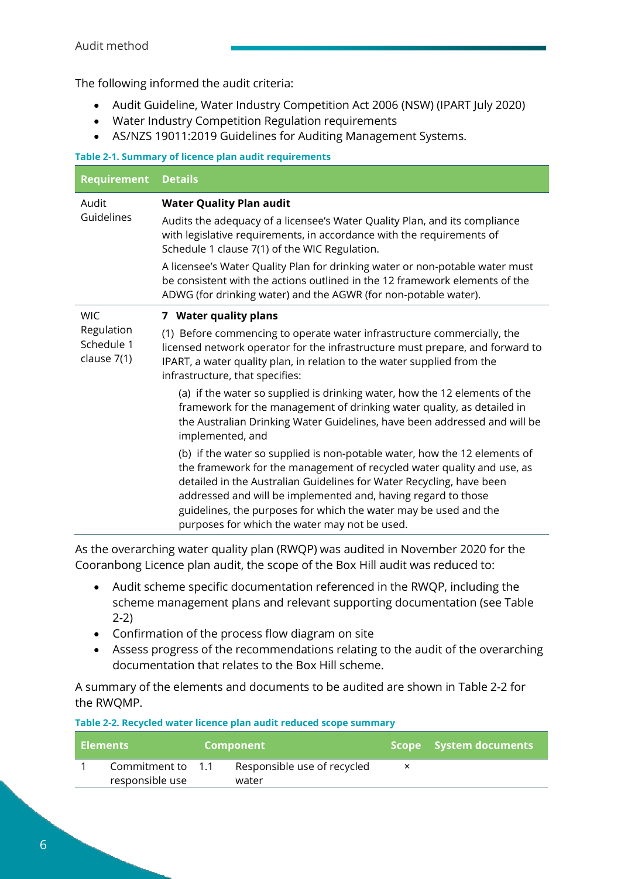The following informed the audit criteria:

- Audit Guideline, Water Industry Competition Act 2006 (NSW) (IPART July 2020)
- Water Industry Competition Regulation requirements
- AS/NZS 19011:2019 Guidelines for Auditing Management Systems.

**Table 2-1. Summary of licence plan audit requirements**

| Requirement | Details |
|---|---|
| Audit Guidelines | **Water Quality Plan audit**<br>Audits the adequacy of a licensee's Water Quality Plan, and its compliance with legislative requirements, in accordance with the requirements of Schedule 1 clause 7(1) of the WIC Regulation.<br>A licensee's Water Quality Plan for drinking water or non-potable water must be consistent with the actions outlined in the 12 framework elements of the ADWG (for drinking water) and the AGWR (for non-potable water). |
| WIC Regulation Schedule 1 clause 7(1) | **7 Water quality plans**<br>(1) Before commencing to operate water infrastructure commercially, the licensed network operator for the infrastructure must prepare, and forward to IPART, a water quality plan, in relation to the water supplied from the infrastructure, that specifies:<br>(a) if the water so supplied is drinking water, how the 12 elements of the framework for the management of drinking water quality, as detailed in the Australian Drinking Water Guidelines, have been addressed and will be implemented, and<br>(b) if the water so supplied is non-potable water, how the 12 elements of the framework for the management of recycled water quality and use, as detailed in the Australian Guidelines for Water Recycling, have been addressed and will be implemented and, having regard to those guidelines, the purposes for which the water may be used and the purposes for which the water may not be used. |

As the overarching water quality plan (RWQP) was audited in November 2020 for the Cooranbong Licence plan audit, the scope of the Box Hill audit was reduced to:

- Audit scheme specific documentation referenced in the RWQP, including the scheme management plans and relevant supporting documentation (see Table 2-2)
- Confirmation of the process flow diagram on site
- Assess progress of the recommendations relating to the audit of the overarching documentation that relates to the Box Hill scheme.

A summary of the elements and documents to be audited are shown in Table 2-2 for the RWQMP.

**Table 2-2. Recycled water licence plan audit reduced scope summary**

| Elements | | Component | | Scope | System documents |
|---|---|---|---|---|---|
| 1 | Commitment to responsible use | 1.1 | Responsible use of recycled water | × | |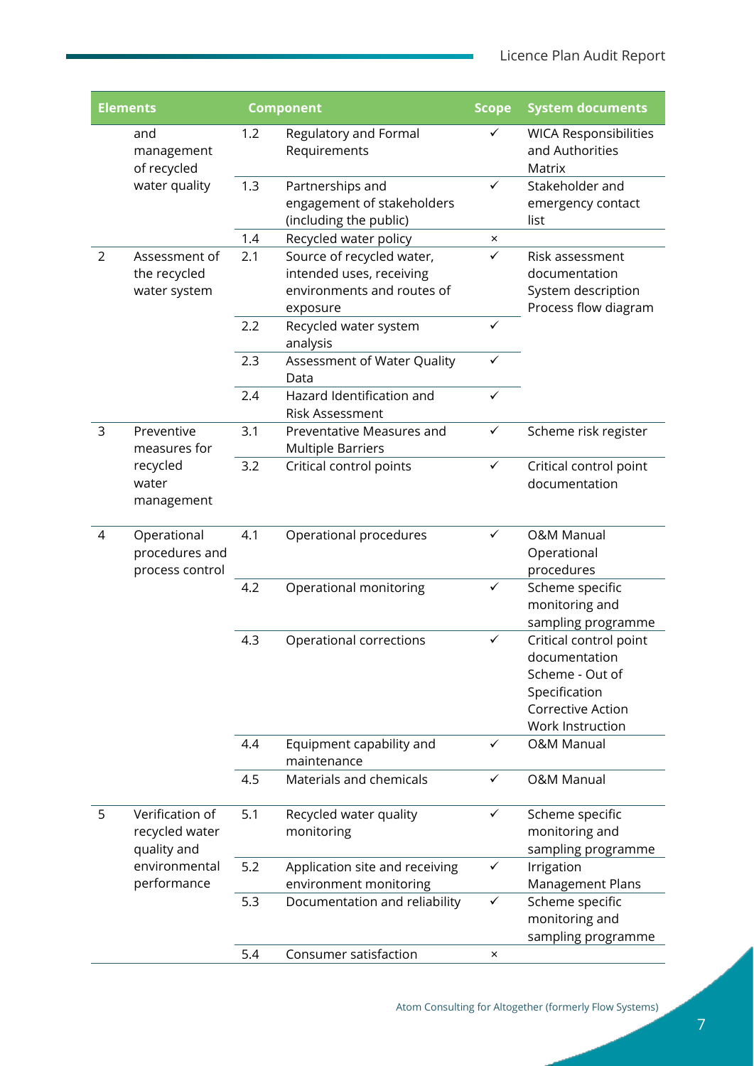| Elements | | Component | | Scope | System documents |
|---|---|---|---|---|---|
| | and management of recycled water quality | 1.2 | Regulatory and Formal Requirements | ✓ | WICA Responsibilities and Authorities Matrix |
| | | 1.3 | Partnerships and engagement of stakeholders (including the public) | ✓ | Stakeholder and emergency contact list |
| | | 1.4 | Recycled water policy | × | |
| 2 | Assessment of the recycled water system | 2.1 | Source of recycled water, intended uses, receiving environments and routes of exposure | ✓ | Risk assessment documentation System description Process flow diagram |
| | | 2.2 | Recycled water system analysis | ✓ | |
| | | 2.3 | Assessment of Water Quality Data | ✓ | |
| | | 2.4 | Hazard Identification and Risk Assessment | ✓ | |
| 3 | Preventive measures for recycled water management | 3.1 | Preventative Measures and Multiple Barriers | ✓ | Scheme risk register |
| | | 3.2 | Critical control points | ✓ | Critical control point documentation |
| 4 | Operational procedures and process control | 4.1 | Operational procedures | ✓ | O&M Manual Operational procedures |
| | | 4.2 | Operational monitoring | ✓ | Scheme specific monitoring and sampling programme |
| | | 4.3 | Operational corrections | ✓ | Critical control point documentation Scheme - Out of Specification Corrective Action Work Instruction |
| | | 4.4 | Equipment capability and maintenance | ✓ | O&M Manual |
| | | 4.5 | Materials and chemicals | ✓ | O&M Manual |
| 5 | Verification of recycled water quality and environmental performance | 5.1 | Recycled water quality monitoring | ✓ | Scheme specific monitoring and sampling programme |
| | | 5.2 | Application site and receiving environment monitoring | ✓ | Irrigation Management Plans |
| | | 5.3 | Documentation and reliability | ✓ | Scheme specific monitoring and sampling programme |
| | | 5.4 | Consumer satisfaction | × | |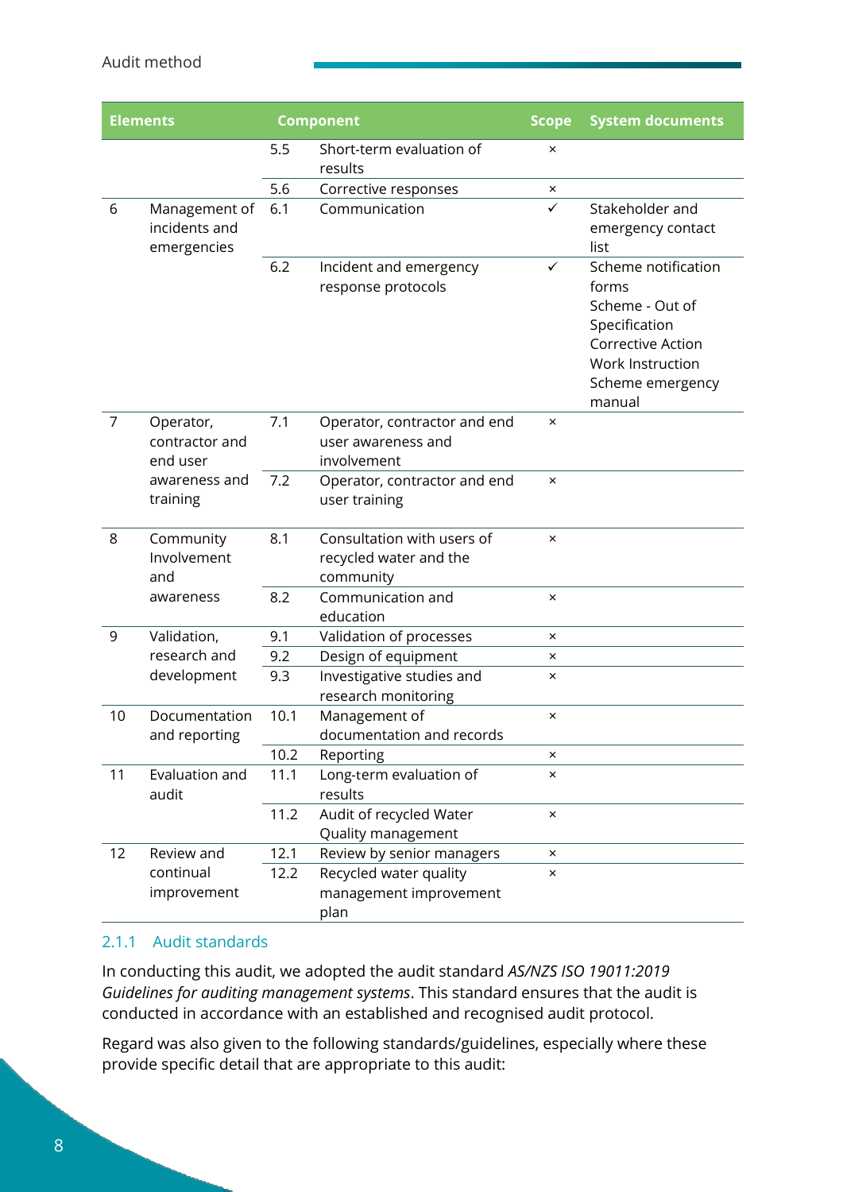| Elements | | Component | | Scope | System documents |
|---|---|---|---|---|---|
| | | 5.5 | Short-term evaluation of results | × | |
| | | 5.6 | Corrective responses | × | |
| 6 | Management of incidents and emergencies | 6.1 | Communication | ✓ | Stakeholder and emergency contact list |
| | | 6.2 | Incident and emergency response protocols | ✓ | Scheme notification forms<br>Scheme - Out of Specification Corrective Action Work Instruction<br>Scheme emergency manual |
| 7 | Operator, contractor and end user awareness and training | 7.1 | Operator, contractor and end user awareness and involvement | × | |
| | | 7.2 | Operator, contractor and end user training | × | |
| 8 | Community Involvement and awareness | 8.1 | Consultation with users of recycled water and the community | × | |
| | | 8.2 | Communication and education | × | |
| 9 | Validation, research and development | 9.1 | Validation of processes | × | |
| | | 9.2 | Design of equipment | × | |
| | | 9.3 | Investigative studies and research monitoring | × | |
| 10 | Documentation and reporting | 10.1 | Management of documentation and records | × | |
| | | 10.2 | Reporting | × | |
| 11 | Evaluation and audit | 11.1 | Long-term evaluation of results | × | |
| | | 11.2 | Audit of recycled Water Quality management | × | |
| 12 | Review and continual improvement | 12.1 | Review by senior managers | × | |
| | | 12.2 | Recycled water quality management improvement plan | × | |

### 2.1.1 Audit standards

In conducting this audit, we adopted the audit standard *AS/NZS ISO 19011:2019 Guidelines for auditing management systems*. This standard ensures that the audit is conducted in accordance with an established and recognised audit protocol.

Regard was also given to the following standards/guidelines, especially where these provide specific detail that are appropriate to this audit: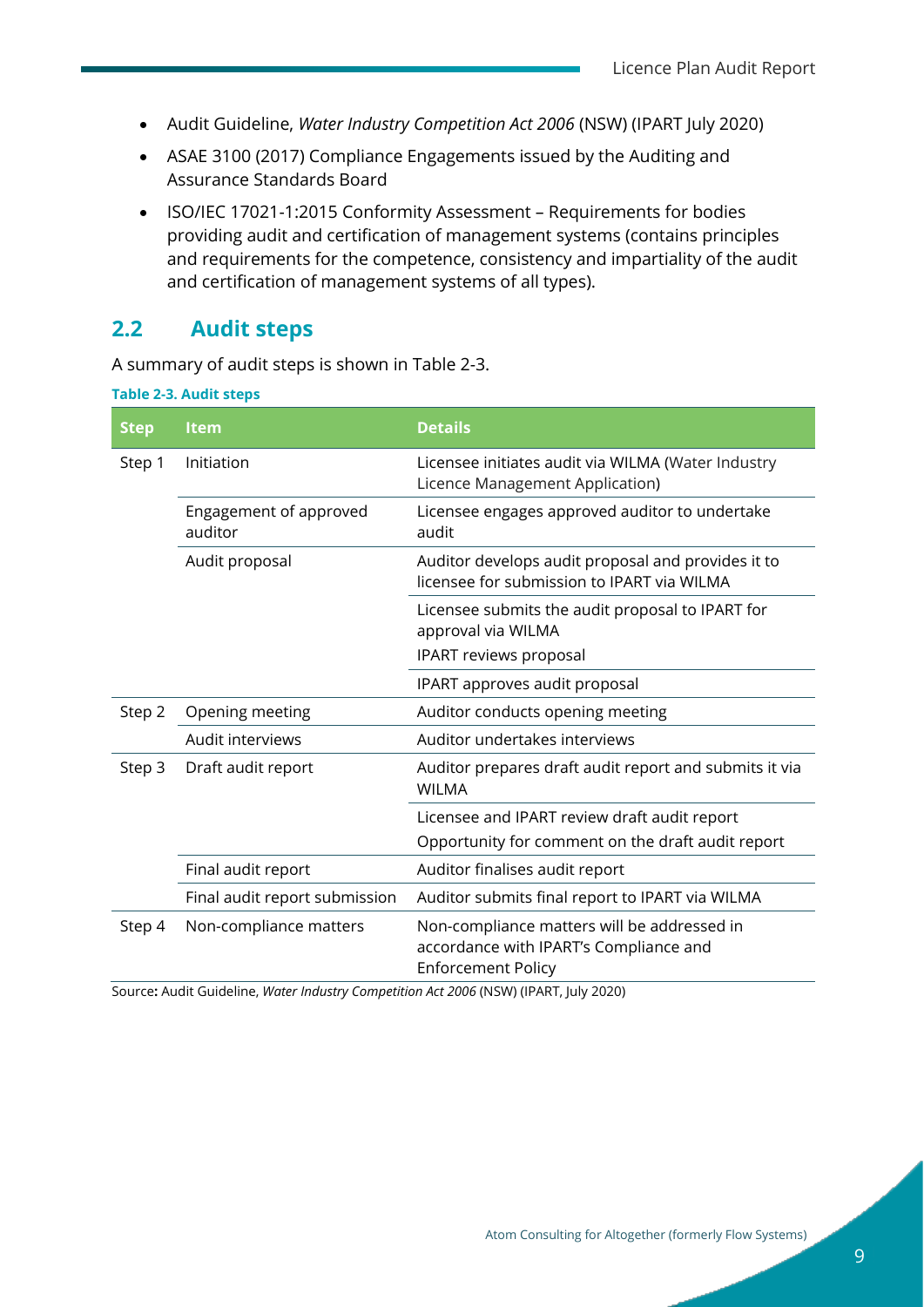- Audit Guideline, *Water Industry Competition Act 2006* (NSW) (IPART July 2020)
- ASAE 3100 (2017) Compliance Engagements issued by the Auditing and Assurance Standards Board
- ISO/IEC 17021-1:2015 Conformity Assessment – Requirements for bodies providing audit and certification of management systems (contains principles and requirements for the competence, consistency and impartiality of the audit and certification of management systems of all types).

## 2.2 Audit steps

A summary of audit steps is shown in Table 2-3.

**Table 2-3. Audit steps**

| Step | Item | Details |
|---|---|---|
| Step 1 | Initiation | Licensee initiates audit via WILMA (Water Industry Licence Management Application) |
| | Engagement of approved auditor | Licensee engages approved auditor to undertake audit |
| | Audit proposal | Auditor develops audit proposal and provides it to licensee for submission to IPART via WILMA |
| | | Licensee submits the audit proposal to IPART for approval via WILMA<br>IPART reviews proposal |
| | | IPART approves audit proposal |
| Step 2 | Opening meeting | Auditor conducts opening meeting |
| | Audit interviews | Auditor undertakes interviews |
| Step 3 | Draft audit report | Auditor prepares draft audit report and submits it via WILMA |
| | | Licensee and IPART review draft audit report<br>Opportunity for comment on the draft audit report |
| | Final audit report | Auditor finalises audit report |
| | Final audit report submission | Auditor submits final report to IPART via WILMA |
| Step 4 | Non-compliance matters | Non-compliance matters will be addressed in accordance with IPART's Compliance and Enforcement Policy |

Source**:** Audit Guideline, *Water Industry Competition Act 2006* (NSW) (IPART, July 2020)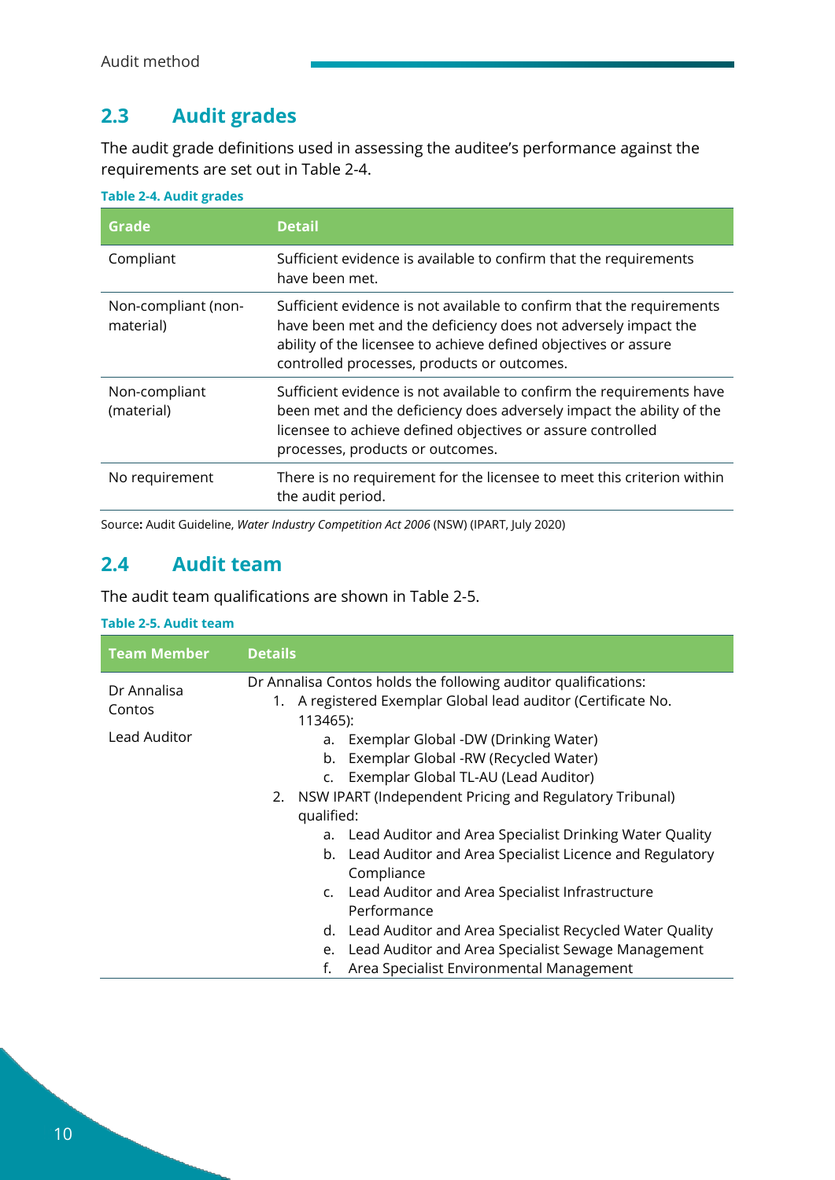## 2.3 Audit grades

The audit grade definitions used in assessing the auditee's performance against the requirements are set out in Table 2-4.

**Table 2-4. Audit grades**

| Grade | Detail |
|---|---|
| Compliant | Sufficient evidence is available to confirm that the requirements have been met. |
| Non-compliant (non-material) | Sufficient evidence is not available to confirm that the requirements have been met and the deficiency does not adversely impact the ability of the licensee to achieve defined objectives or assure controlled processes, products or outcomes. |
| Non-compliant (material) | Sufficient evidence is not available to confirm the requirements have been met and the deficiency does adversely impact the ability of the licensee to achieve defined objectives or assure controlled processes, products or outcomes. |
| No requirement | There is no requirement for the licensee to meet this criterion within the audit period. |

Source**:** Audit Guideline, *Water Industry Competition Act 2006* (NSW) (IPART, July 2020)

## 2.4 Audit team

The audit team qualifications are shown in Table 2-5.

**Table 2-5. Audit team**

| Team Member | Details |
|---|---|
| Dr Annalisa Contos<br><br>Lead Auditor | Dr Annalisa Contos holds the following auditor qualifications:<br>1. A registered Exemplar Global lead auditor (Certificate No. 113465):<br>a. Exemplar Global -DW (Drinking Water)<br>b. Exemplar Global -RW (Recycled Water)<br>c. Exemplar Global TL-AU (Lead Auditor)<br>2. NSW IPART (Independent Pricing and Regulatory Tribunal) qualified:<br>a. Lead Auditor and Area Specialist Drinking Water Quality<br>b. Lead Auditor and Area Specialist Licence and Regulatory Compliance<br>c. Lead Auditor and Area Specialist Infrastructure Performance<br>d. Lead Auditor and Area Specialist Recycled Water Quality<br>e. Lead Auditor and Area Specialist Sewage Management<br>f. Area Specialist Environmental Management |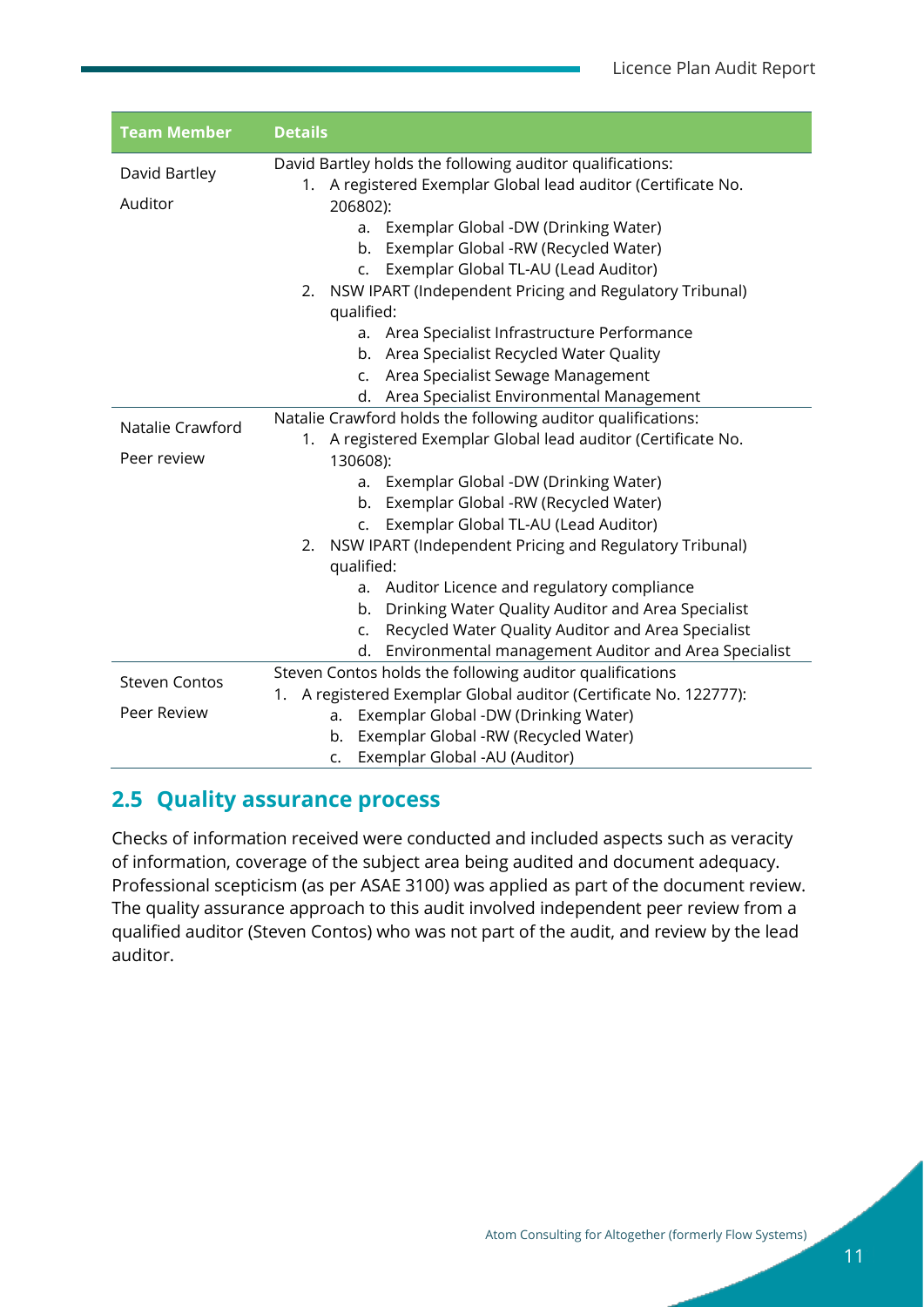| Team Member | Details |
| --- | --- |
| David Bartley<br><br>Auditor | David Bartley holds the following auditor qualifications:<br>1. A registered Exemplar Global lead auditor (Certificate No. 206802):<br>&nbsp;&nbsp;&nbsp;&nbsp;a. Exemplar Global -DW (Drinking Water)<br>&nbsp;&nbsp;&nbsp;&nbsp;b. Exemplar Global -RW (Recycled Water)<br>&nbsp;&nbsp;&nbsp;&nbsp;c. Exemplar Global TL-AU (Lead Auditor)<br>2. NSW IPART (Independent Pricing and Regulatory Tribunal) qualified:<br>&nbsp;&nbsp;&nbsp;&nbsp;a. Area Specialist Infrastructure Performance<br>&nbsp;&nbsp;&nbsp;&nbsp;b. Area Specialist Recycled Water Quality<br>&nbsp;&nbsp;&nbsp;&nbsp;c. Area Specialist Sewage Management<br>&nbsp;&nbsp;&nbsp;&nbsp;d. Area Specialist Environmental Management |
| Natalie Crawford<br><br>Peer review | Natalie Crawford holds the following auditor qualifications:<br>1. A registered Exemplar Global lead auditor (Certificate No. 130608):<br>&nbsp;&nbsp;&nbsp;&nbsp;a. Exemplar Global -DW (Drinking Water)<br>&nbsp;&nbsp;&nbsp;&nbsp;b. Exemplar Global -RW (Recycled Water)<br>&nbsp;&nbsp;&nbsp;&nbsp;c. Exemplar Global TL-AU (Lead Auditor)<br>2. NSW IPART (Independent Pricing and Regulatory Tribunal) qualified:<br>&nbsp;&nbsp;&nbsp;&nbsp;a. Auditor Licence and regulatory compliance<br>&nbsp;&nbsp;&nbsp;&nbsp;b. Drinking Water Quality Auditor and Area Specialist<br>&nbsp;&nbsp;&nbsp;&nbsp;c. Recycled Water Quality Auditor and Area Specialist<br>&nbsp;&nbsp;&nbsp;&nbsp;d. Environmental management Auditor and Area Specialist |
| Steven Contos<br><br>Peer Review | Steven Contos holds the following auditor qualifications<br>1. A registered Exemplar Global auditor (Certificate No. 122777):<br>&nbsp;&nbsp;&nbsp;&nbsp;a. Exemplar Global -DW (Drinking Water)<br>&nbsp;&nbsp;&nbsp;&nbsp;b. Exemplar Global -RW (Recycled Water)<br>&nbsp;&nbsp;&nbsp;&nbsp;c. Exemplar Global -AU (Auditor) |

## 2.5 Quality assurance process

Checks of information received were conducted and included aspects such as veracity of information, coverage of the subject area being audited and document adequacy. Professional scepticism (as per ASAE 3100) was applied as part of the document review. The quality assurance approach to this audit involved independent peer review from a qualified auditor (Steven Contos) who was not part of the audit, and review by the lead auditor.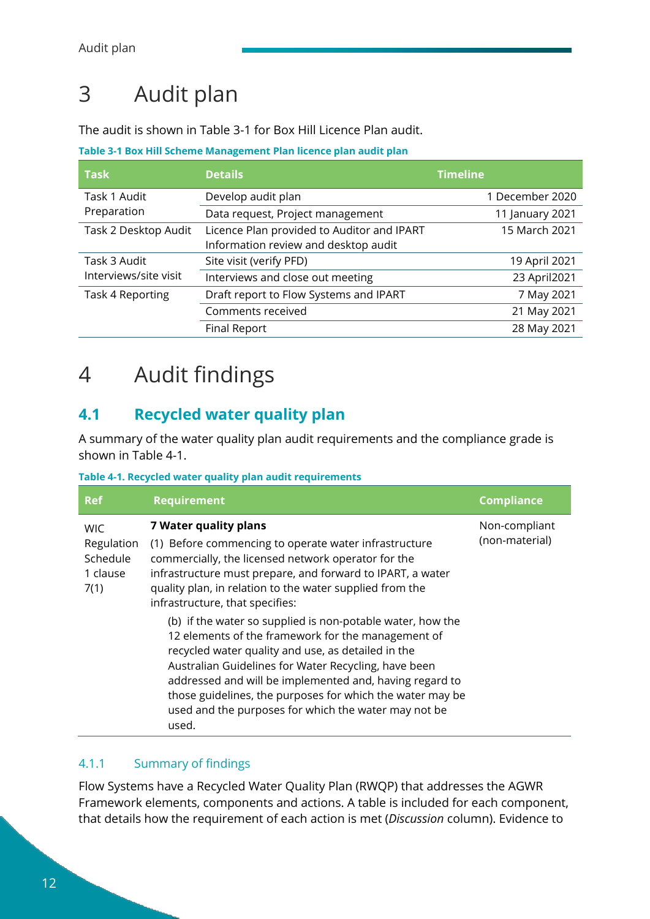# 3 Audit plan

The audit is shown in Table 3-1 for Box Hill Licence Plan audit.

**Table 3-1 Box Hill Scheme Management Plan licence plan audit plan**

| Task | Details | Timeline |
|---|---|---|
| Task 1 Audit Preparation | Develop audit plan | 1 December 2020 |
| | Data request, Project management | 11 January 2021 |
| Task 2 Desktop Audit | Licence Plan provided to Auditor and IPART Information review and desktop audit | 15 March 2021 |
| Task 3 Audit Interviews/site visit | Site visit (verify PFD) | 19 April 2021 |
| | Interviews and close out meeting | 23 April2021 |
| Task 4 Reporting | Draft report to Flow Systems and IPART | 7 May 2021 |
| | Comments received | 21 May 2021 |
| | Final Report | 28 May 2021 |

# 4 Audit findings

## 4.1 Recycled water quality plan

A summary of the water quality plan audit requirements and the compliance grade is shown in Table 4-1.

**Table 4-1. Recycled water quality plan audit requirements**

| Ref | Requirement | Compliance |
|---|---|---|
| WIC Regulation Schedule 1 clause 7(1) | **7 Water quality plans**<br>(1) Before commencing to operate water infrastructure commercially, the licensed network operator for the infrastructure must prepare, and forward to IPART, a water quality plan, in relation to the water supplied from the infrastructure, that specifies:<br>(b) if the water so supplied is non-potable water, how the 12 elements of the framework for the management of recycled water quality and use, as detailed in the Australian Guidelines for Water Recycling, have been addressed and will be implemented and, having regard to those guidelines, the purposes for which the water may be used and the purposes for which the water may not be used. | Non-compliant (non-material) |

### 4.1.1 Summary of findings

Flow Systems have a Recycled Water Quality Plan (RWQP) that addresses the AGWR Framework elements, components and actions. A table is included for each component, that details how the requirement of each action is met (*Discussion* column). Evidence to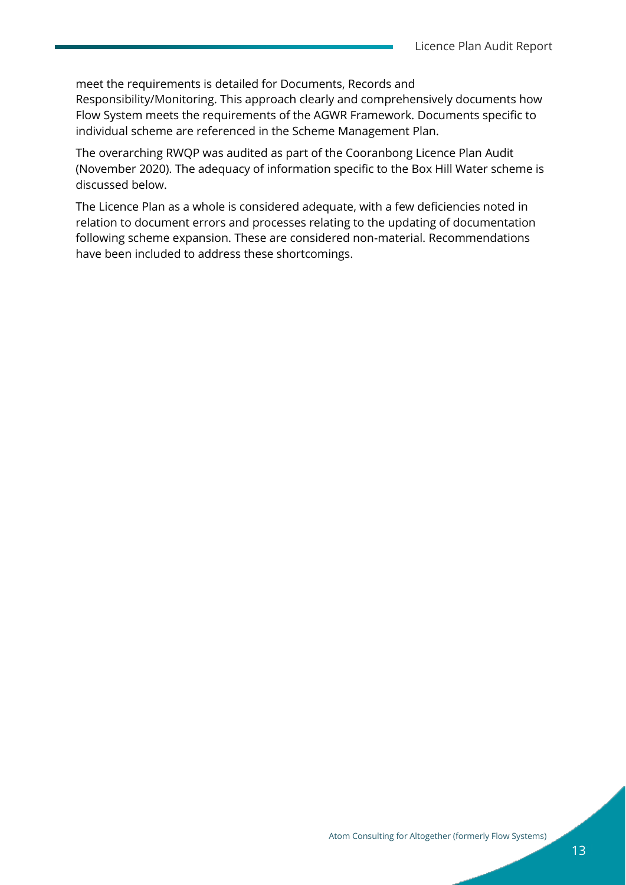meet the requirements is detailed for Documents, Records and Responsibility/Monitoring. This approach clearly and comprehensively documents how Flow System meets the requirements of the AGWR Framework. Documents specific to individual scheme are referenced in the Scheme Management Plan.

The overarching RWQP was audited as part of the Cooranbong Licence Plan Audit (November 2020). The adequacy of information specific to the Box Hill Water scheme is discussed below.

The Licence Plan as a whole is considered adequate, with a few deficiencies noted in relation to document errors and processes relating to the updating of documentation following scheme expansion. These are considered non-material. Recommendations have been included to address these shortcomings.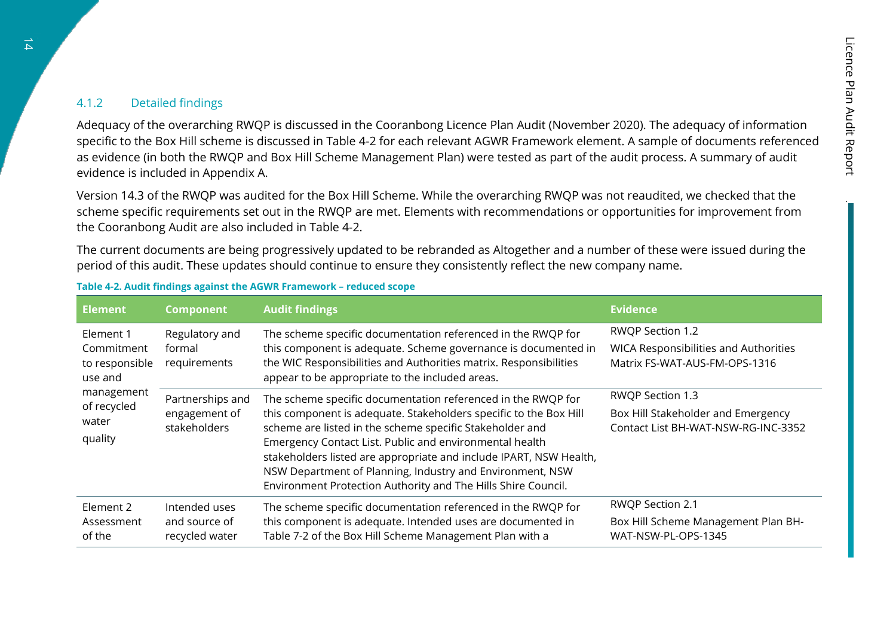### 4.1.2 Detailed findings

Adequacy of the overarching RWQP is discussed in the Cooranbong Licence Plan Audit (November 2020). The adequacy of information specific to the Box Hill scheme is discussed in Table 4-2 for each relevant AGWR Framework element. A sample of documents referenced as evidence (in both the RWQP and Box Hill Scheme Management Plan) were tested as part of the audit process. A summary of audit evidence is included in Appendix A.

Version 14.3 of the RWQP was audited for the Box Hill Scheme. While the overarching RWQP was not reaudited, we checked that the scheme specific requirements set out in the RWQP are met. Elements with recommendations or opportunities for improvement from the Cooranbong Audit are also included in Table 4-2.

The current documents are being progressively updated to be rebranded as Altogether and a number of these were issued during the period of this audit. These updates should continue to ensure they consistently reflect the new company name.

**Table 4-2. Audit findings against the AGWR Framework – reduced scope**

| Element | Component | Audit findings | Evidence |
|---|---|---|---|
| Element 1 Commitment to responsible use and management of recycled water quality | Regulatory and formal requirements | The scheme specific documentation referenced in the RWQP for this component is adequate. Scheme governance is documented in the WIC Responsibilities and Authorities matrix. Responsibilities appear to be appropriate to the included areas. | RWQP Section 1.2<br>WICA Responsibilities and Authorities Matrix FS-WAT-AUS-FM-OPS-1316 |
| | Partnerships and engagement of stakeholders | The scheme specific documentation referenced in the RWQP for this component is adequate. Stakeholders specific to the Box Hill scheme are listed in the scheme specific Stakeholder and Emergency Contact List. Public and environmental health stakeholders listed are appropriate and include IPART, NSW Health, NSW Department of Planning, Industry and Environment, NSW Environment Protection Authority and The Hills Shire Council. | RWQP Section 1.3<br>Box Hill Stakeholder and Emergency Contact List BH-WAT-NSW-RG-INC-3352 |
| Element 2 Assessment of the | Intended uses and source of recycled water | The scheme specific documentation referenced in the RWQP for this component is adequate. Intended uses are documented in Table 7-2 of the Box Hill Scheme Management Plan with a | RWQP Section 2.1<br>Box Hill Scheme Management Plan BH-WAT-NSW-PL-OPS-1345 |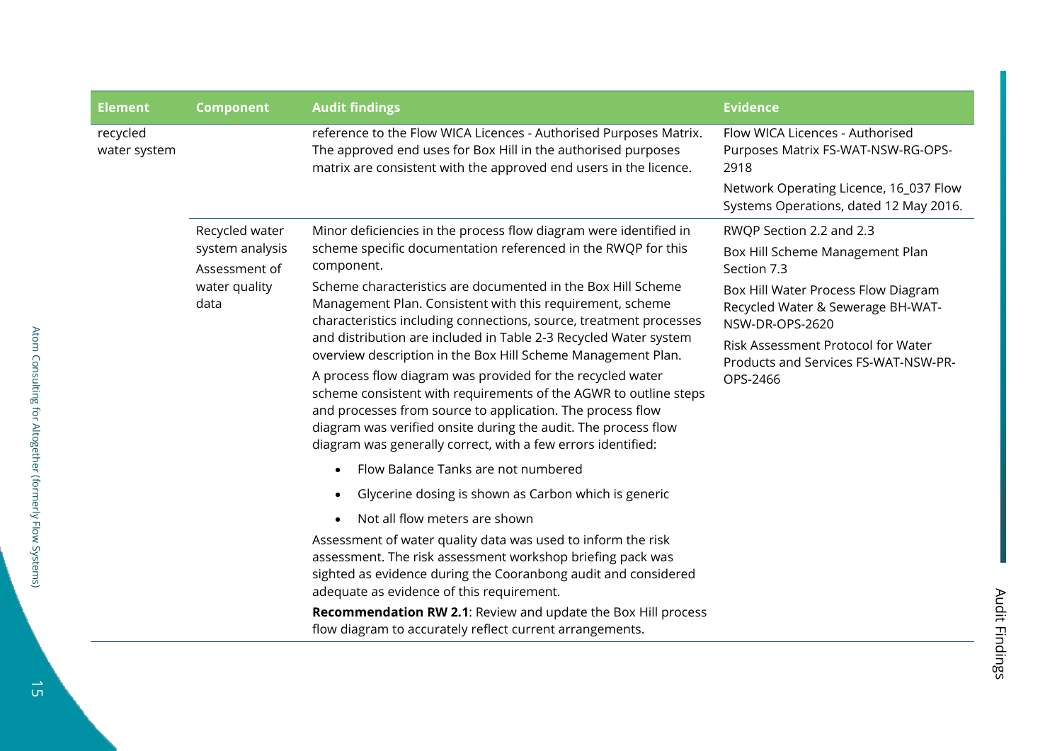| Element | Component | Audit findings | Evidence |
|---|---|---|---|
| recycled water system | | reference to the Flow WICA Licences - Authorised Purposes Matrix. The approved end uses for Box Hill in the authorised purposes matrix are consistent with the approved end users in the licence. | Flow WICA Licences - Authorised Purposes Matrix FS-WAT-NSW-RG-OPS-2918<br><br>Network Operating Licence, 16_037 Flow Systems Operations, dated 12 May 2016. |
| | Recycled water system analysis<br><br>Assessment of water quality data | Minor deficiencies in the process flow diagram were identified in scheme specific documentation referenced in the RWQP for this component.<br><br>Scheme characteristics are documented in the Box Hill Scheme Management Plan. Consistent with this requirement, scheme characteristics including connections, source, treatment processes and distribution are included in Table 2-3 Recycled Water system overview description in the Box Hill Scheme Management Plan.<br><br>A process flow diagram was provided for the recycled water scheme consistent with requirements of the AGWR to outline steps and processes from source to application. The process flow diagram was verified onsite during the audit. The process flow diagram was generally correct, with a few errors identified:<br><br>• Flow Balance Tanks are not numbered<br>• Glycerine dosing is shown as Carbon which is generic<br>• Not all flow meters are shown<br><br>Assessment of water quality data was used to inform the risk assessment. The risk assessment workshop briefing pack was sighted as evidence during the Cooranbong audit and considered adequate as evidence of this requirement.<br><br>**Recommendation RW 2.1**: Review and update the Box Hill process flow diagram to accurately reflect current arrangements. | RWQP Section 2.2 and 2.3<br><br>Box Hill Scheme Management Plan Section 7.3<br><br>Box Hill Water Process Flow Diagram Recycled Water & Sewerage BH-WAT-NSW-DR-OPS-2620<br><br>Risk Assessment Protocol for Water Products and Services FS-WAT-NSW-PR-OPS-2466 |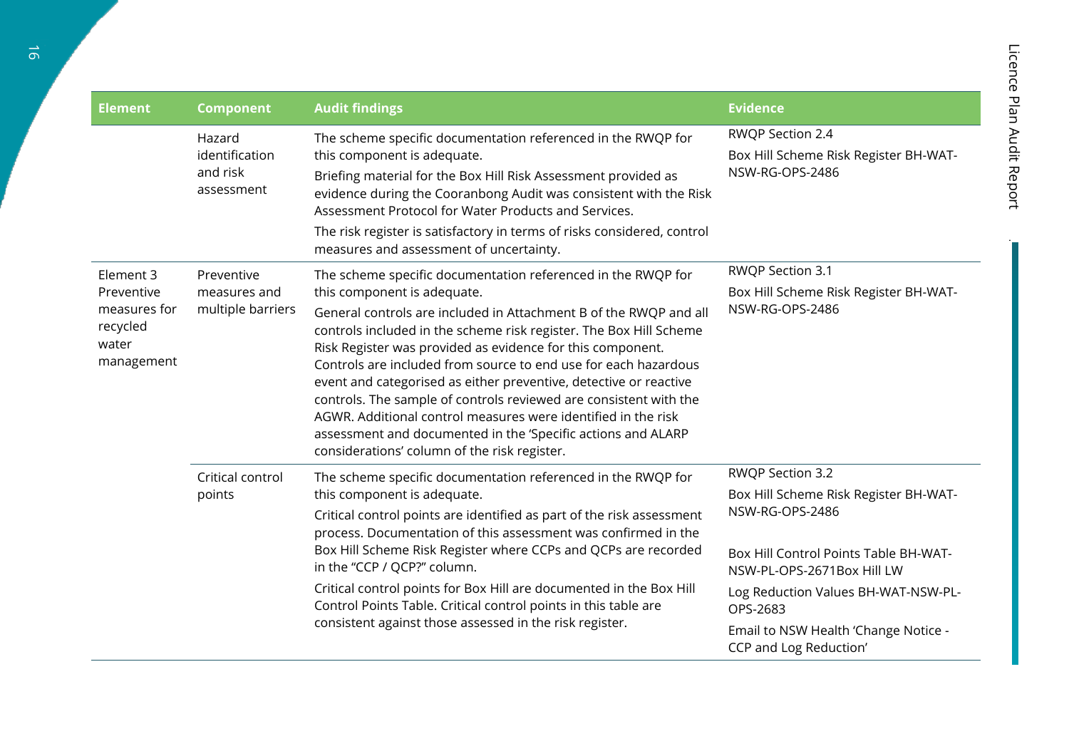| Element | Component | Audit findings | Evidence |
| --- | --- | --- | --- |
| | Hazard identification and risk assessment | The scheme specific documentation referenced in the RWQP for this component is adequate.<br>Briefing material for the Box Hill Risk Assessment provided as evidence during the Cooranbong Audit was consistent with the Risk Assessment Protocol for Water Products and Services.<br>The risk register is satisfactory in terms of risks considered, control measures and assessment of uncertainty. | RWQP Section 2.4<br>Box Hill Scheme Risk Register BH-WAT-NSW-RG-OPS-2486 |
| Element 3 Preventive measures for recycled water management | Preventive measures and multiple barriers | The scheme specific documentation referenced in the RWQP for this component is adequate.<br>General controls are included in Attachment B of the RWQP and all controls included in the scheme risk register. The Box Hill Scheme Risk Register was provided as evidence for this component. Controls are included from source to end use for each hazardous event and categorised as either preventive, detective or reactive controls. The sample of controls reviewed are consistent with the AGWR. Additional control measures were identified in the risk assessment and documented in the 'Specific actions and ALARP considerations' column of the risk register. | RWQP Section 3.1<br>Box Hill Scheme Risk Register BH-WAT-NSW-RG-OPS-2486 |
| | Critical control points | The scheme specific documentation referenced in the RWQP for this component is adequate.<br>Critical control points are identified as part of the risk assessment process. Documentation of this assessment was confirmed in the Box Hill Scheme Risk Register where CCPs and QCPs are recorded in the "CCP / QCP?" column.<br>Critical control points for Box Hill are documented in the Box Hill Control Points Table. Critical control points in this table are consistent against those assessed in the risk register. | RWQP Section 3.2<br>Box Hill Scheme Risk Register BH-WAT-NSW-RG-OPS-2486<br>Box Hill Control Points Table BH-WAT-NSW-PL-OPS-2671Box Hill LW<br>Log Reduction Values BH-WAT-NSW-PL-OPS-2683<br>Email to NSW Health 'Change Notice - CCP and Log Reduction' |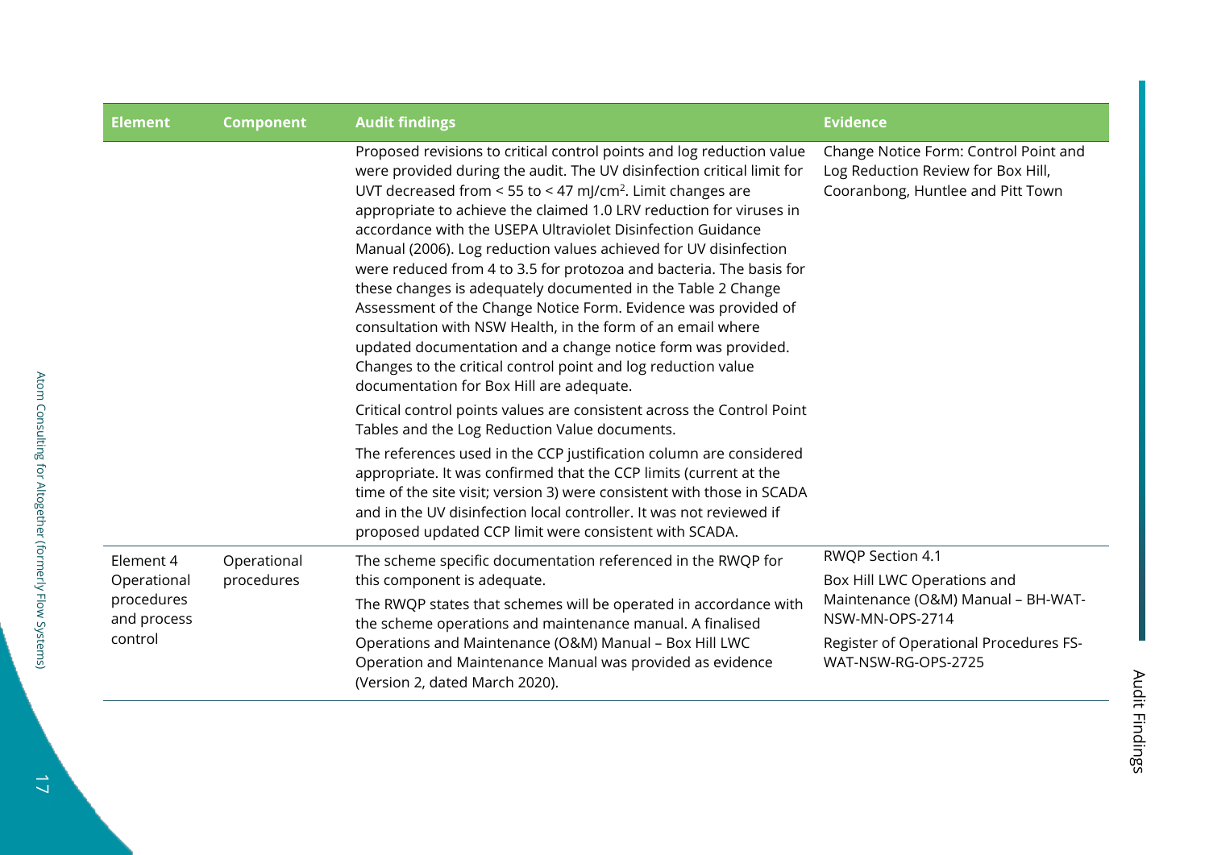| Element | Component | Audit findings | Evidence |
|---|---|---|---|
| | | Proposed revisions to critical control points and log reduction value were provided during the audit. The UV disinfection critical limit for UVT decreased from < 55 to < 47 mJ/cm$^2$. Limit changes are appropriate to achieve the claimed 1.0 LRV reduction for viruses in accordance with the USEPA Ultraviolet Disinfection Guidance Manual (2006). Log reduction values achieved for UV disinfection were reduced from 4 to 3.5 for protozoa and bacteria. The basis for these changes is adequately documented in the Table 2 Change Assessment of the Change Notice Form. Evidence was provided of consultation with NSW Health, in the form of an email where updated documentation and a change notice form was provided. Changes to the critical control point and log reduction value documentation for Box Hill are adequate.<br><br>Critical control points values are consistent across the Control Point Tables and the Log Reduction Value documents.<br><br>The references used in the CCP justification column are considered appropriate. It was confirmed that the CCP limits (current at the time of the site visit; version 3) were consistent with those in SCADA and in the UV disinfection local controller. It was not reviewed if proposed updated CCP limit were consistent with SCADA. | Change Notice Form: Control Point and Log Reduction Review for Box Hill, Cooranbong, Huntlee and Pitt Town |
| Element 4 Operational procedures and process control | Operational procedures | The scheme specific documentation referenced in the RWQP for this component is adequate.<br><br>The RWQP states that schemes will be operated in accordance with the scheme operations and maintenance manual. A finalised Operations and Maintenance (O&M) Manual – Box Hill LWC Operation and Maintenance Manual was provided as evidence (Version 2, dated March 2020). | RWQP Section 4.1<br><br>Box Hill LWC Operations and Maintenance (O&M) Manual – BH-WAT-NSW-MN-OPS-2714<br><br>Register of Operational Procedures FS-WAT-NSW-RG-OPS-2725 |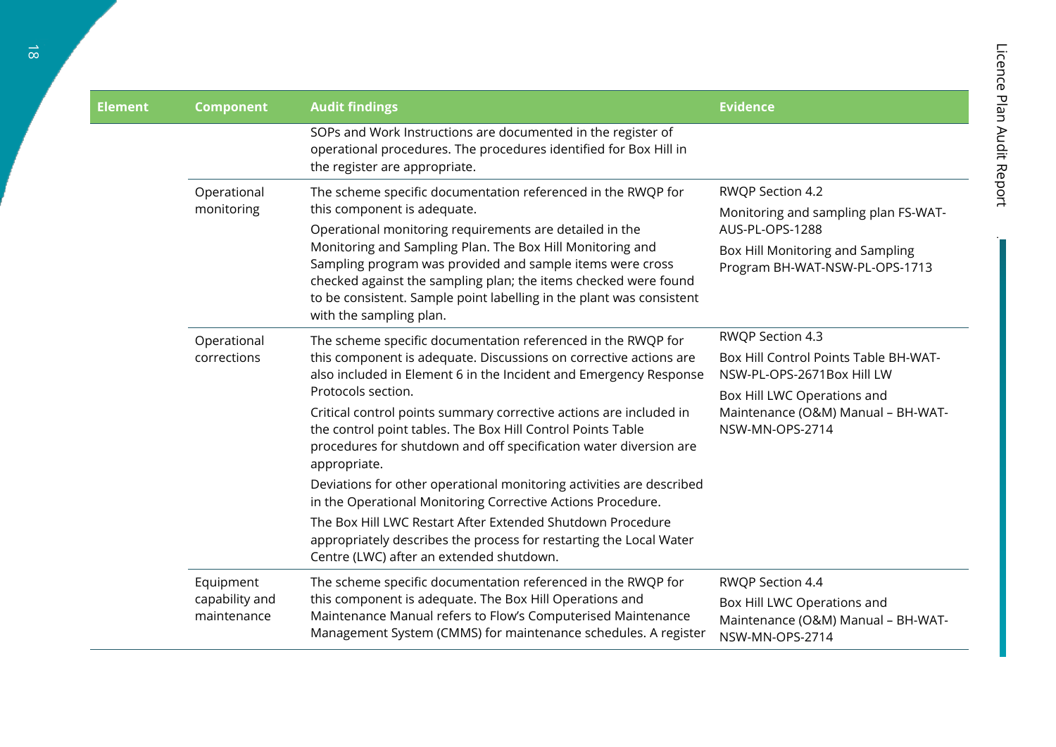| Element | Component | Audit findings | Evidence |
|---|---|---|---|
| | | SOPs and Work Instructions are documented in the register of operational procedures. The procedures identified for Box Hill in the register are appropriate. | |
| | Operational monitoring | The scheme specific documentation referenced in the RWQP for this component is adequate.<br><br>Operational monitoring requirements are detailed in the Monitoring and Sampling Plan. The Box Hill Monitoring and Sampling program was provided and sample items were cross checked against the sampling plan; the items checked were found to be consistent. Sample point labelling in the plant was consistent with the sampling plan. | RWQP Section 4.2<br><br>Monitoring and sampling plan FS-WAT-AUS-PL-OPS-1288<br><br>Box Hill Monitoring and Sampling Program BH-WAT-NSW-PL-OPS-1713 |
| | Operational corrections | The scheme specific documentation referenced in the RWQP for this component is adequate. Discussions on corrective actions are also included in Element 6 in the Incident and Emergency Response Protocols section.<br><br>Critical control points summary corrective actions are included in the control point tables. The Box Hill Control Points Table procedures for shutdown and off specification water diversion are appropriate.<br><br>Deviations for other operational monitoring activities are described in the Operational Monitoring Corrective Actions Procedure.<br><br>The Box Hill LWC Restart After Extended Shutdown Procedure appropriately describes the process for restarting the Local Water Centre (LWC) after an extended shutdown. | RWQP Section 4.3<br><br>Box Hill Control Points Table BH-WAT-NSW-PL-OPS-2671Box Hill LW<br><br>Box Hill LWC Operations and Maintenance (O&M) Manual – BH-WAT-NSW-MN-OPS-2714 |
| | Equipment capability and maintenance | The scheme specific documentation referenced in the RWQP for this component is adequate. The Box Hill Operations and Maintenance Manual refers to Flow's Computerised Maintenance Management System (CMMS) for maintenance schedules. A register | RWQP Section 4.4<br><br>Box Hill LWC Operations and Maintenance (O&M) Manual – BH-WAT-NSW-MN-OPS-2714 |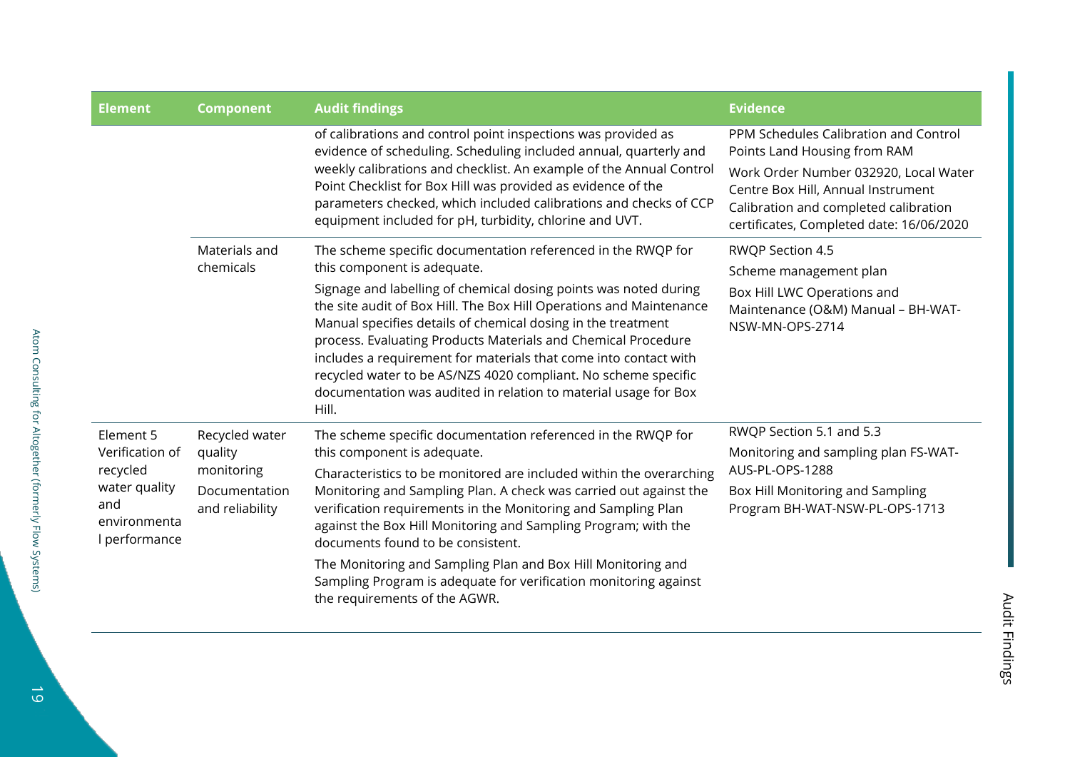| Element | Component | Audit findings | Evidence |
|---|---|---|---|
| | | of calibrations and control point inspections was provided as evidence of scheduling. Scheduling included annual, quarterly and weekly calibrations and checklist. An example of the Annual Control Point Checklist for Box Hill was provided as evidence of the parameters checked, which included calibrations and checks of CCP equipment included for pH, turbidity, chlorine and UVT. | PPM Schedules Calibration and Control Points Land Housing from RAM<br><br>Work Order Number 032920, Local Water Centre Box Hill, Annual Instrument Calibration and completed calibration certificates, Completed date: 16/06/2020 |
| | Materials and chemicals | The scheme specific documentation referenced in the RWQP for this component is adequate.<br><br>Signage and labelling of chemical dosing points was noted during the site audit of Box Hill. The Box Hill Operations and Maintenance Manual specifies details of chemical dosing in the treatment process. Evaluating Products Materials and Chemical Procedure includes a requirement for materials that come into contact with recycled water to be AS/NZS 4020 compliant. No scheme specific documentation was audited in relation to material usage for Box Hill. | RWQP Section 4.5<br><br>Scheme management plan<br><br>Box Hill LWC Operations and Maintenance (O&M) Manual – BH-WAT-NSW-MN-OPS-2714 |
| Element 5 Verification of recycled water quality and environmental performance | Recycled water quality monitoring Documentation and reliability | The scheme specific documentation referenced in the RWQP for this component is adequate.<br><br>Characteristics to be monitored are included within the overarching Monitoring and Sampling Plan. A check was carried out against the verification requirements in the Monitoring and Sampling Plan against the Box Hill Monitoring and Sampling Program; with the documents found to be consistent.<br><br>The Monitoring and Sampling Plan and Box Hill Monitoring and Sampling Program is adequate for verification monitoring against the requirements of the AGWR. | RWQP Section 5.1 and 5.3<br><br>Monitoring and sampling plan FS-WAT-AUS-PL-OPS-1288<br><br>Box Hill Monitoring and Sampling Program BH-WAT-NSW-PL-OPS-1713 |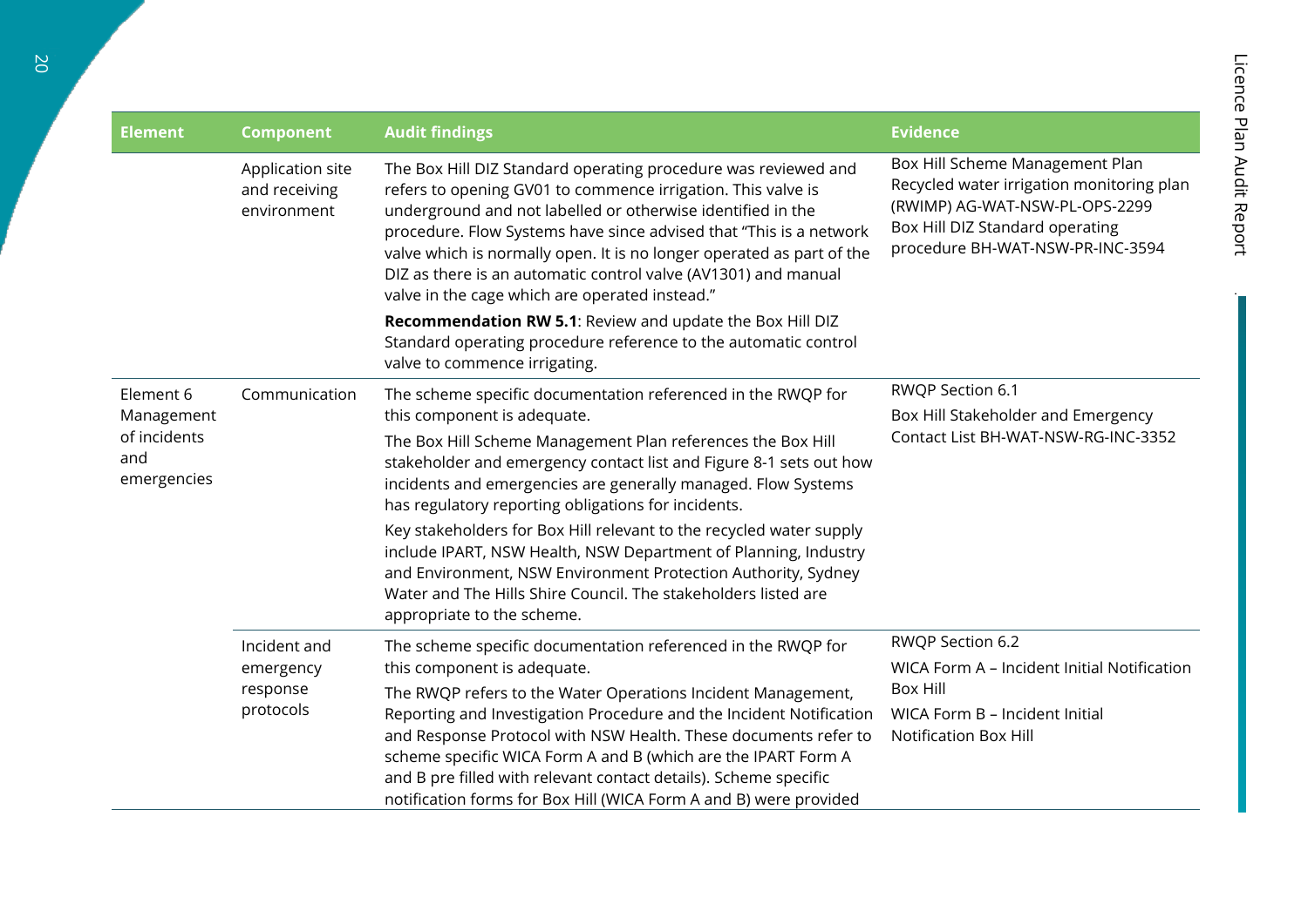| Element | Component | Audit findings | Evidence |
| --- | --- | --- | --- |
| | Application site and receiving environment | The Box Hill DIZ Standard operating procedure was reviewed and refers to opening GV01 to commence irrigation. This valve is underground and not labelled or otherwise identified in the procedure. Flow Systems have since advised that "This is a network valve which is normally open. It is no longer operated as part of the DIZ as there is an automatic control valve (AV1301) and manual valve in the cage which are operated instead."<br><br>**Recommendation RW 5.1**: Review and update the Box Hill DIZ Standard operating procedure reference to the automatic control valve to commence irrigating. | Box Hill Scheme Management Plan<br>Recycled water irrigation monitoring plan (RWIMP) AG-WAT-NSW-PL-OPS-2299<br>Box Hill DIZ Standard operating procedure BH-WAT-NSW-PR-INC-3594 |
| Element 6 Management of incidents and emergencies | Communication | The scheme specific documentation referenced in the RWQP for this component is adequate.<br><br>The Box Hill Scheme Management Plan references the Box Hill stakeholder and emergency contact list and Figure 8-1 sets out how incidents and emergencies are generally managed. Flow Systems has regulatory reporting obligations for incidents.<br><br>Key stakeholders for Box Hill relevant to the recycled water supply include IPART, NSW Health, NSW Department of Planning, Industry and Environment, NSW Environment Protection Authority, Sydney Water and The Hills Shire Council. The stakeholders listed are appropriate to the scheme. | RWQP Section 6.1<br><br>Box Hill Stakeholder and Emergency Contact List BH-WAT-NSW-RG-INC-3352 |
| | Incident and emergency response protocols | The scheme specific documentation referenced in the RWQP for this component is adequate.<br><br>The RWQP refers to the Water Operations Incident Management, Reporting and Investigation Procedure and the Incident Notification and Response Protocol with NSW Health. These documents refer to scheme specific WICA Form A and B (which are the IPART Form A and B pre filled with relevant contact details). Scheme specific notification forms for Box Hill (WICA Form A and B) were provided | RWQP Section 6.2<br><br>WICA Form A – Incident Initial Notification Box Hill<br><br>WICA Form B – Incident Initial Notification Box Hill |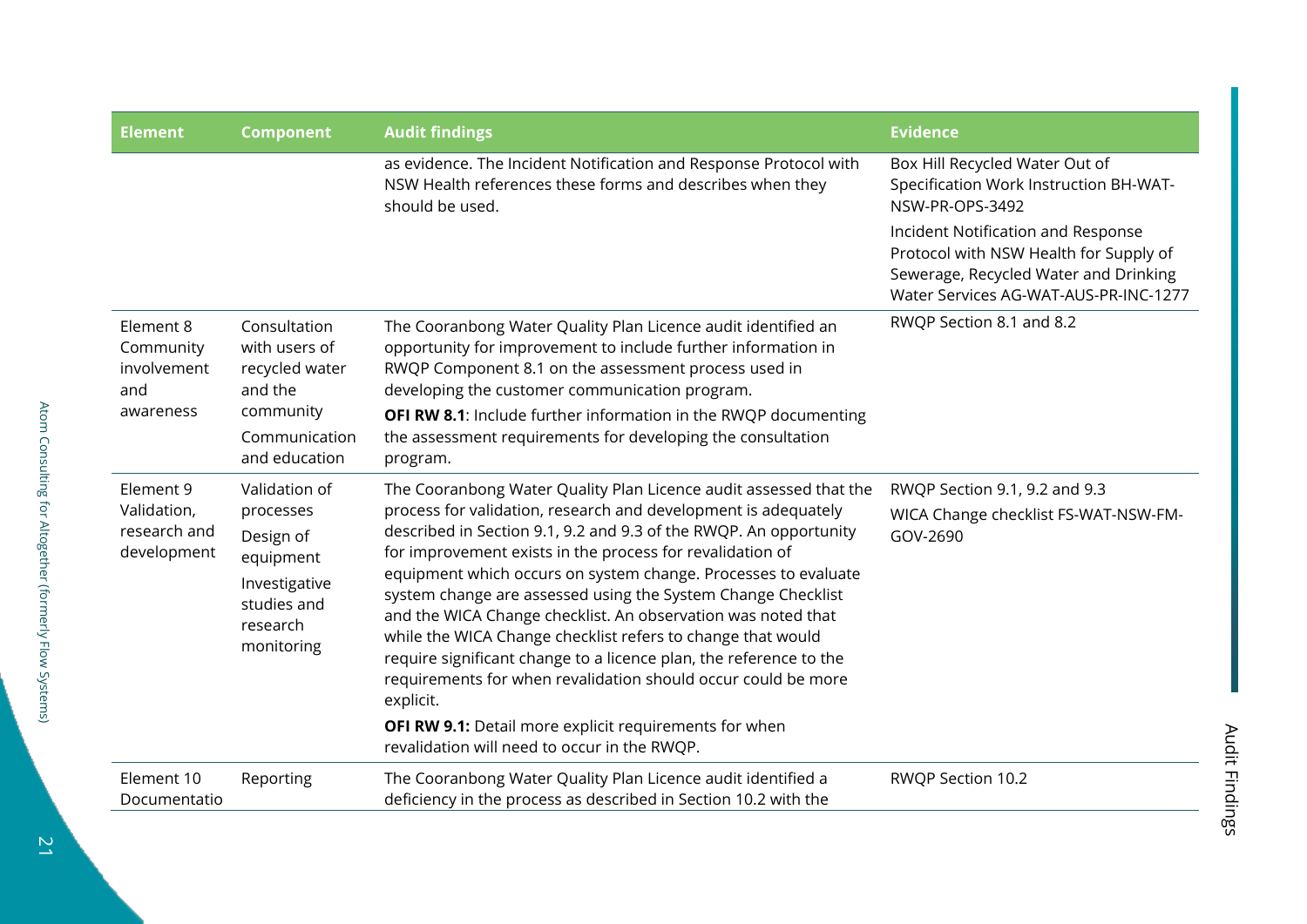| Element | Component | Audit findings | Evidence |
|---|---|---|---|
| | | as evidence. The Incident Notification and Response Protocol with NSW Health references these forms and describes when they should be used. | Box Hill Recycled Water Out of Specification Work Instruction BH-WAT-NSW-PR-OPS-3492<br><br>Incident Notification and Response Protocol with NSW Health for Supply of Sewerage, Recycled Water and Drinking Water Services AG-WAT-AUS-PR-INC-1277 |
| Element 8 Community involvement and awareness | Consultation with users of recycled water and the community<br><br>Communication and education | The Cooranbong Water Quality Plan Licence audit identified an opportunity for improvement to include further information in RWQP Component 8.1 on the assessment process used in developing the customer communication program.<br><br>**OFI RW 8.1**: Include further information in the RWQP documenting the assessment requirements for developing the consultation program. | RWQP Section 8.1 and 8.2 |
| Element 9 Validation, research and development | Validation of processes<br><br>Design of equipment<br><br>Investigative studies and research monitoring | The Cooranbong Water Quality Plan Licence audit assessed that the process for validation, research and development is adequately described in Section 9.1, 9.2 and 9.3 of the RWQP. An opportunity for improvement exists in the process for revalidation of equipment which occurs on system change. Processes to evaluate system change are assessed using the System Change Checklist and the WICA Change checklist. An observation was noted that while the WICA Change checklist refers to change that would require significant change to a licence plan, the reference to the requirements for when revalidation should occur could be more explicit.<br><br>**OFI RW 9.1:** Detail more explicit requirements for when revalidation will need to occur in the RWQP. | RWQP Section 9.1, 9.2 and 9.3<br><br>WICA Change checklist FS-WAT-NSW-FM-GOV-2690 |
| Element 10 Documentatio | Reporting | The Cooranbong Water Quality Plan Licence audit identified a deficiency in the process as described in Section 10.2 with the | RWQP Section 10.2 |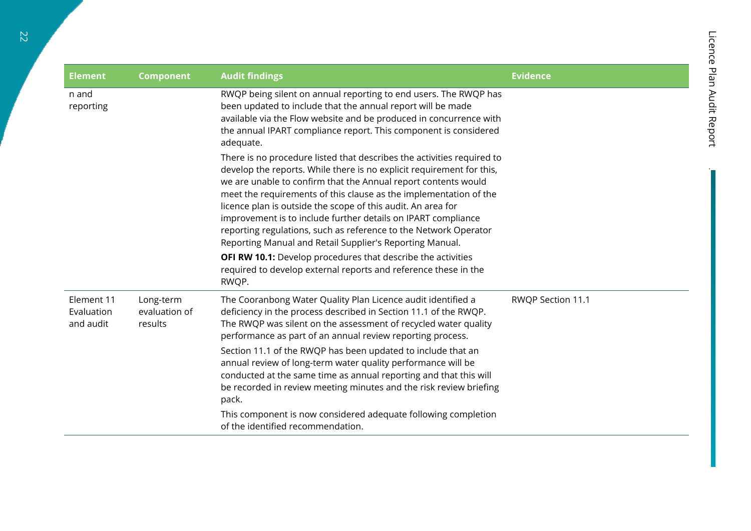| Element | Component | Audit findings | Evidence |
| --- | --- | --- | --- |
| n and reporting | | RWQP being silent on annual reporting to end users. The RWQP has been updated to include that the annual report will be made available via the Flow website and be produced in concurrence with the annual IPART compliance report. This component is considered adequate.<br><br>There is no procedure listed that describes the activities required to develop the reports. While there is no explicit requirement for this, we are unable to confirm that the Annual report contents would meet the requirements of this clause as the implementation of the licence plan is outside the scope of this audit. An area for improvement is to include further details on IPART compliance reporting regulations, such as reference to the Network Operator Reporting Manual and Retail Supplier's Reporting Manual.<br><br>**OFI RW 10.1:** Develop procedures that describe the activities required to develop external reports and reference these in the RWQP. | |
| Element 11 Evaluation and audit | Long-term evaluation of results | The Cooranbong Water Quality Plan Licence audit identified a deficiency in the process described in Section 11.1 of the RWQP. The RWQP was silent on the assessment of recycled water quality performance as part of an annual review reporting process.<br><br>Section 11.1 of the RWQP has been updated to include that an annual review of long-term water quality performance will be conducted at the same time as annual reporting and that this will be recorded in review meeting minutes and the risk review briefing pack.<br><br>This component is now considered adequate following completion of the identified recommendation. | RWQP Section 11.1 |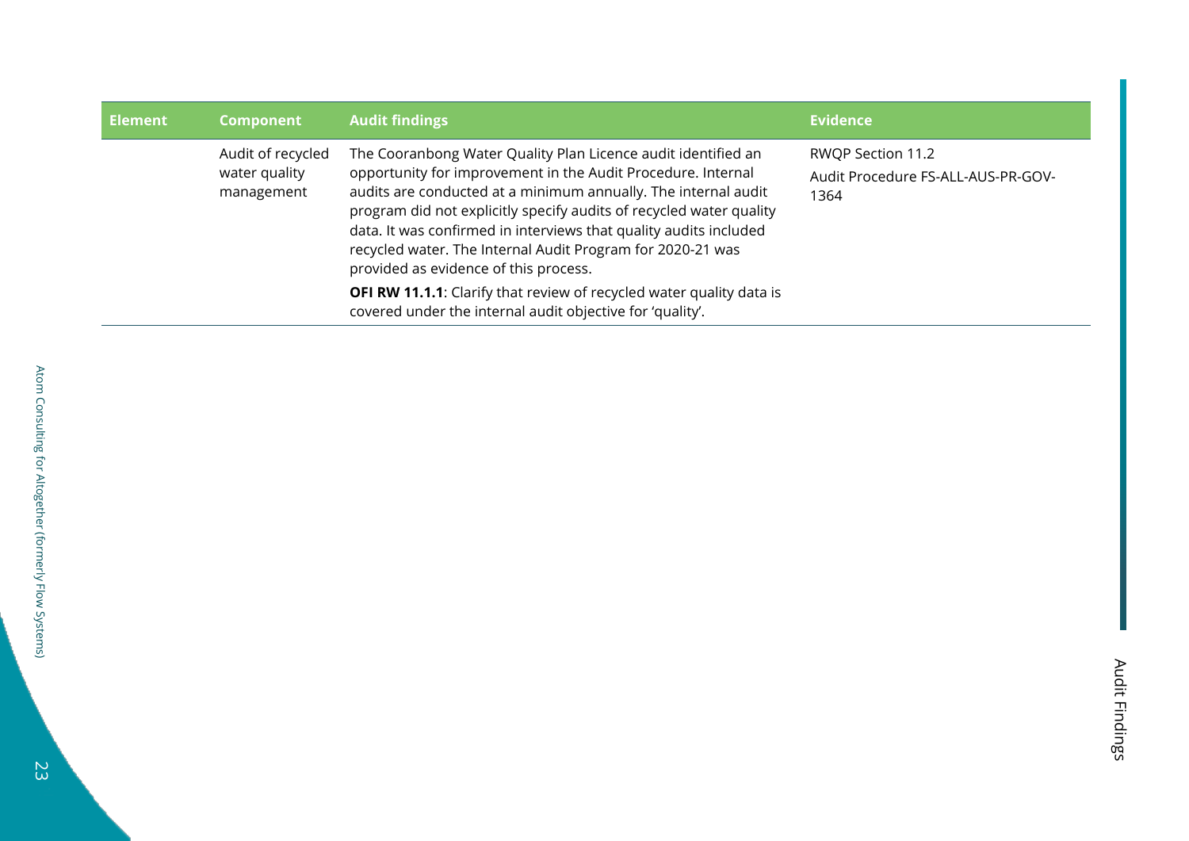| Element | Component | Audit findings | Evidence |
|---|---|---|---|
| | Audit of recycled water quality management | The Cooranbong Water Quality Plan Licence audit identified an opportunity for improvement in the Audit Procedure. Internal audits are conducted at a minimum annually. The internal audit program did not explicitly specify audits of recycled water quality data. It was confirmed in interviews that quality audits included recycled water. The Internal Audit Program for 2020-21 was provided as evidence of this process.<br><br>**OFI RW 11.1.1**: Clarify that review of recycled water quality data is covered under the internal audit objective for 'quality'. | RWQP Section 11.2<br><br>Audit Procedure FS-ALL-AUS-PR-GOV-1364 |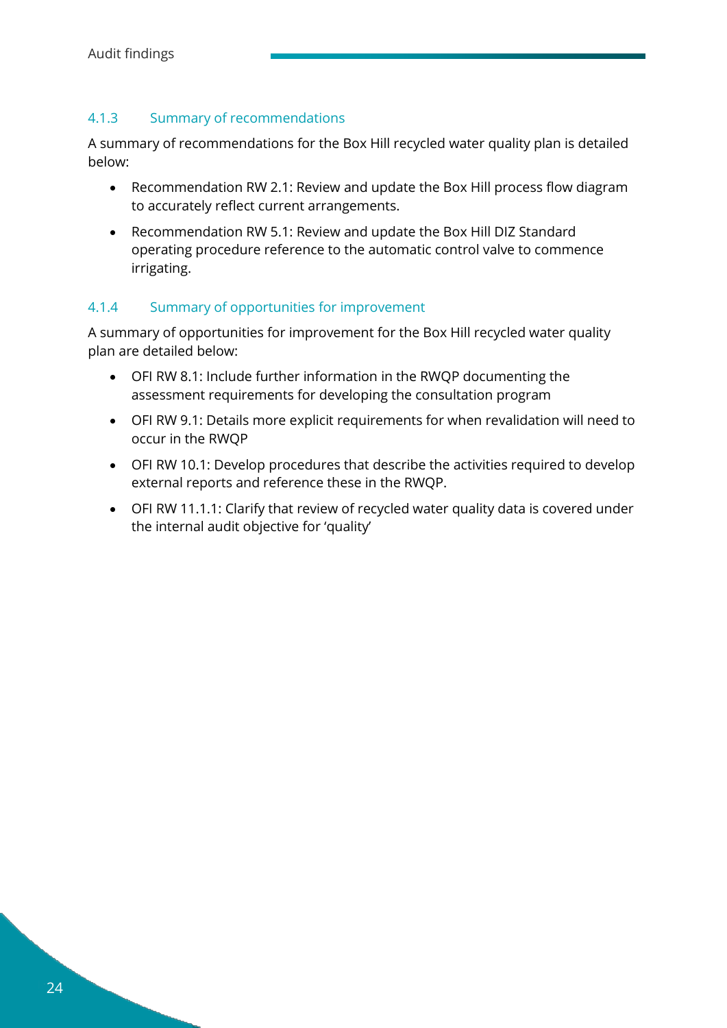### 4.1.3 Summary of recommendations

A summary of recommendations for the Box Hill recycled water quality plan is detailed below:

- Recommendation RW 2.1: Review and update the Box Hill process flow diagram to accurately reflect current arrangements.
- Recommendation RW 5.1: Review and update the Box Hill DIZ Standard operating procedure reference to the automatic control valve to commence irrigating.

### 4.1.4 Summary of opportunities for improvement

A summary of opportunities for improvement for the Box Hill recycled water quality plan are detailed below:

- OFI RW 8.1: Include further information in the RWQP documenting the assessment requirements for developing the consultation program
- OFI RW 9.1: Details more explicit requirements for when revalidation will need to occur in the RWQP
- OFI RW 10.1: Develop procedures that describe the activities required to develop external reports and reference these in the RWQP.
- OFI RW 11.1.1: Clarify that review of recycled water quality data is covered under the internal audit objective for 'quality'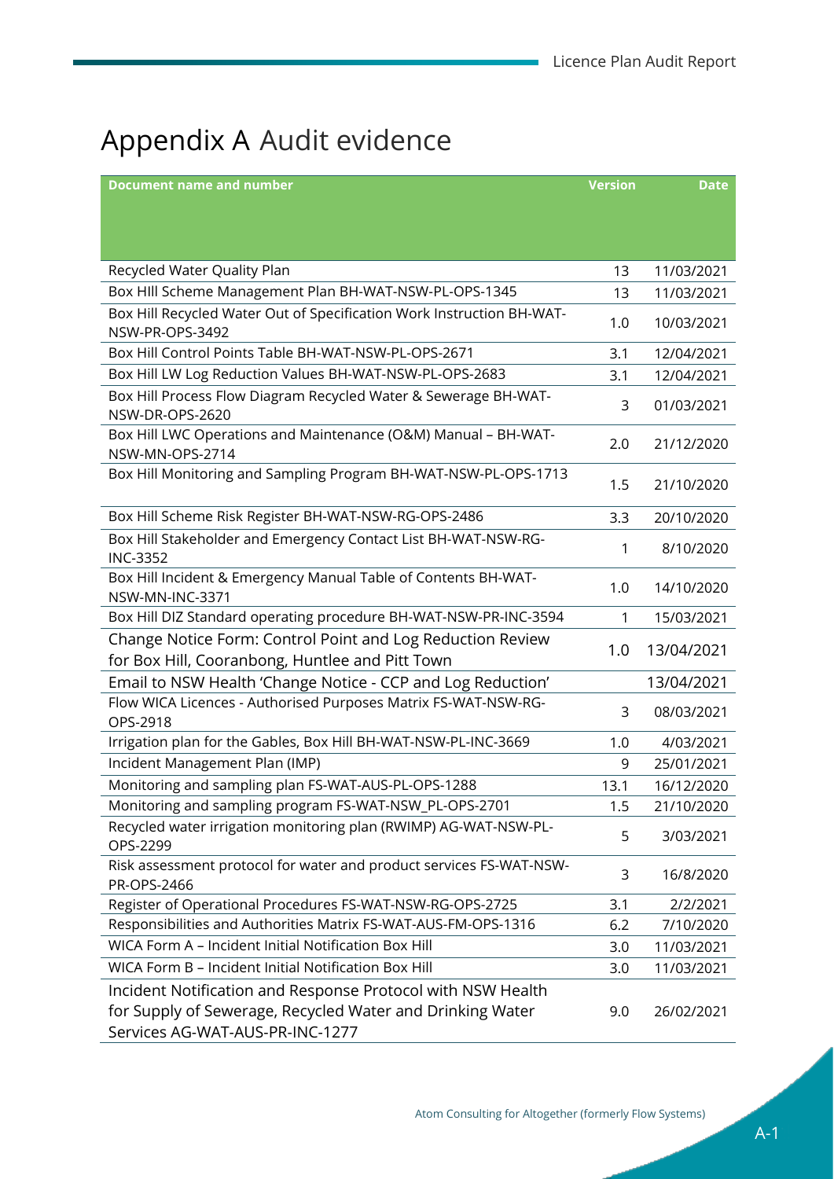# Appendix A Audit evidence

| Document name and number | Version | Date |
|---|---|---|
| Recycled Water Quality Plan | 13 | 11/03/2021 |
| Box HIll Scheme Management Plan BH-WAT-NSW-PL-OPS-1345 | 13 | 11/03/2021 |
| Box Hill Recycled Water Out of Specification Work Instruction BH-WAT-NSW-PR-OPS-3492 | 1.0 | 10/03/2021 |
| Box Hill Control Points Table BH-WAT-NSW-PL-OPS-2671 | 3.1 | 12/04/2021 |
| Box Hill LW Log Reduction Values BH-WAT-NSW-PL-OPS-2683 | 3.1 | 12/04/2021 |
| Box Hill Process Flow Diagram Recycled Water & Sewerage BH-WAT-NSW-DR-OPS-2620 | 3 | 01/03/2021 |
| Box Hill LWC Operations and Maintenance (O&M) Manual – BH-WAT-NSW-MN-OPS-2714 | 2.0 | 21/12/2020 |
| Box Hill Monitoring and Sampling Program BH-WAT-NSW-PL-OPS-1713 | 1.5 | 21/10/2020 |
| Box Hill Scheme Risk Register BH-WAT-NSW-RG-OPS-2486 | 3.3 | 20/10/2020 |
| Box Hill Stakeholder and Emergency Contact List BH-WAT-NSW-RG-INC-3352 | 1 | 8/10/2020 |
| Box Hill Incident & Emergency Manual Table of Contents BH-WAT-NSW-MN-INC-3371 | 1.0 | 14/10/2020 |
| Box Hill DIZ Standard operating procedure BH-WAT-NSW-PR-INC-3594 | 1 | 15/03/2021 |
| Change Notice Form: Control Point and Log Reduction Review for Box Hill, Cooranbong, Huntlee and Pitt Town | 1.0 | 13/04/2021 |
| Email to NSW Health 'Change Notice - CCP and Log Reduction' | | 13/04/2021 |
| Flow WICA Licences - Authorised Purposes Matrix FS-WAT-NSW-RG-OPS-2918 | 3 | 08/03/2021 |
| Irrigation plan for the Gables, Box Hill BH-WAT-NSW-PL-INC-3669 | 1.0 | 4/03/2021 |
| Incident Management Plan (IMP) | 9 | 25/01/2021 |
| Monitoring and sampling plan FS-WAT-AUS-PL-OPS-1288 | 13.1 | 16/12/2020 |
| Monitoring and sampling program FS-WAT-NSW_PL-OPS-2701 | 1.5 | 21/10/2020 |
| Recycled water irrigation monitoring plan (RWIMP) AG-WAT-NSW-PL-OPS-2299 | 5 | 3/03/2021 |
| Risk assessment protocol for water and product services FS-WAT-NSW-PR-OPS-2466 | 3 | 16/8/2020 |
| Register of Operational Procedures FS-WAT-NSW-RG-OPS-2725 | 3.1 | 2/2/2021 |
| Responsibilities and Authorities Matrix FS-WAT-AUS-FM-OPS-1316 | 6.2 | 7/10/2020 |
| WICA Form A – Incident Initial Notification Box Hill | 3.0 | 11/03/2021 |
| WICA Form B – Incident Initial Notification Box Hill | 3.0 | 11/03/2021 |
| Incident Notification and Response Protocol with NSW Health for Supply of Sewerage, Recycled Water and Drinking Water Services AG-WAT-AUS-PR-INC-1277 | 9.0 | 26/02/2021 |

Atom Consulting for Altogether (formerly Flow Systems)